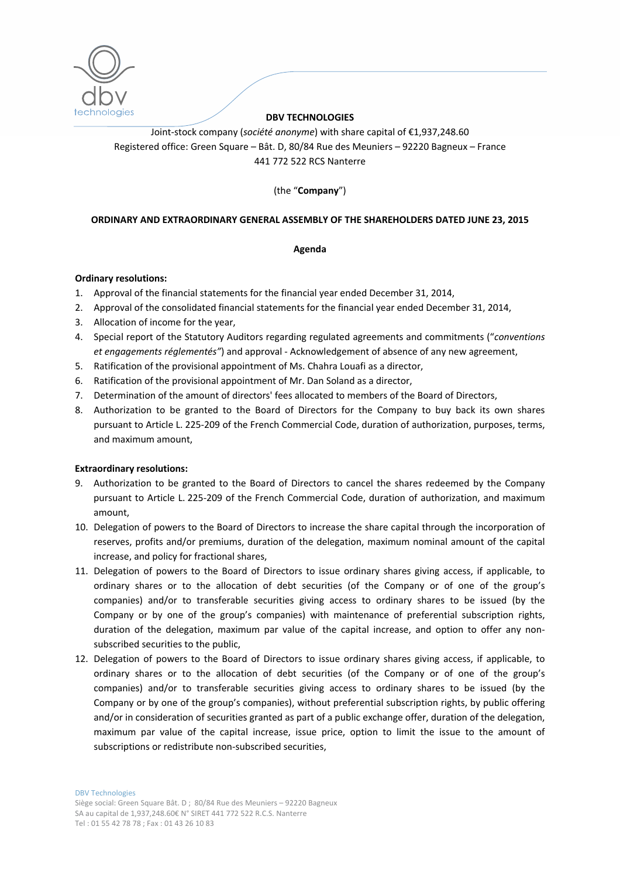**DBV TECHNOLOGIES**

Joint-stock company (*société anonyme*) with share capital of €1,937,248.60
Registered office: Green Square – Bât. D, 80/84 Rue des Meuniers – 92220 Bagneux – France
441 772 522 RCS Nanterre

(the "**Company**")

**ORDINARY AND EXTRAORDINARY GENERAL ASSEMBLY OF THE SHAREHOLDERS DATED JUNE 23, 2015**

**Agenda**

**Ordinary resolutions:**

1. Approval of the financial statements for the financial year ended December 31, 2014,
2. Approval of the consolidated financial statements for the financial year ended December 31, 2014,
3. Allocation of income for the year,
4. Special report of the Statutory Auditors regarding regulated agreements and commitments ("*conventions et engagements réglementés"*) and approval - Acknowledgement of absence of any new agreement,
5. Ratification of the provisional appointment of Ms. Chahra Louafi as a director,
6. Ratification of the provisional appointment of Mr. Dan Soland as a director,
7. Determination of the amount of directors' fees allocated to members of the Board of Directors,
8. Authorization to be granted to the Board of Directors for the Company to buy back its own shares pursuant to Article L. 225-209 of the French Commercial Code, duration of authorization, purposes, terms, and maximum amount,

**Extraordinary resolutions:**

9. Authorization to be granted to the Board of Directors to cancel the shares redeemed by the Company pursuant to Article L. 225-209 of the French Commercial Code, duration of authorization, and maximum amount,
10. Delegation of powers to the Board of Directors to increase the share capital through the incorporation of reserves, profits and/or premiums, duration of the delegation, maximum nominal amount of the capital increase, and policy for fractional shares,
11. Delegation of powers to the Board of Directors to issue ordinary shares giving access, if applicable, to ordinary shares or to the allocation of debt securities (of the Company or of one of the group's companies) and/or to transferable securities giving access to ordinary shares to be issued (by the Company or by one of the group's companies) with maintenance of preferential subscription rights, duration of the delegation, maximum par value of the capital increase, and option to offer any non-subscribed securities to the public,
12. Delegation of powers to the Board of Directors to issue ordinary shares giving access, if applicable, to ordinary shares or to the allocation of debt securities (of the Company or of one of the group's companies) and/or to transferable securities giving access to ordinary shares to be issued (by the Company or by one of the group's companies), without preferential subscription rights, by public offering and/or in consideration of securities granted as part of a public exchange offer, duration of the delegation, maximum par value of the capital increase, issue price, option to limit the issue to the amount of subscriptions or redistribute non-subscribed securities,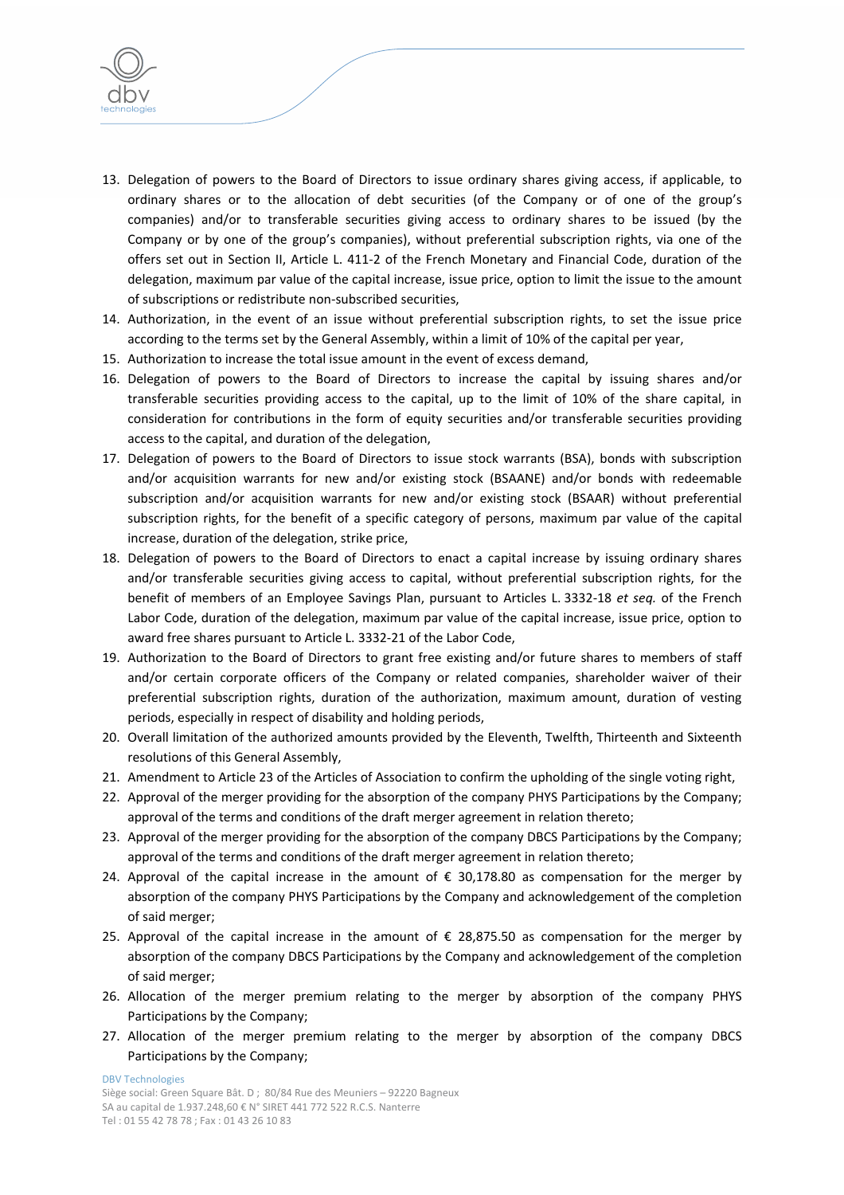13. Delegation of powers to the Board of Directors to issue ordinary shares giving access, if applicable, to ordinary shares or to the allocation of debt securities (of the Company or of one of the group's companies) and/or to transferable securities giving access to ordinary shares to be issued (by the Company or by one of the group's companies), without preferential subscription rights, via one of the offers set out in Section II, Article L. 411-2 of the French Monetary and Financial Code, duration of the delegation, maximum par value of the capital increase, issue price, option to limit the issue to the amount of subscriptions or redistribute non-subscribed securities,
14. Authorization, in the event of an issue without preferential subscription rights, to set the issue price according to the terms set by the General Assembly, within a limit of 10% of the capital per year,
15. Authorization to increase the total issue amount in the event of excess demand,
16. Delegation of powers to the Board of Directors to increase the capital by issuing shares and/or transferable securities providing access to the capital, up to the limit of 10% of the share capital, in consideration for contributions in the form of equity securities and/or transferable securities providing access to the capital, and duration of the delegation,
17. Delegation of powers to the Board of Directors to issue stock warrants (BSA), bonds with subscription and/or acquisition warrants for new and/or existing stock (BSAANE) and/or bonds with redeemable subscription and/or acquisition warrants for new and/or existing stock (BSAAR) without preferential subscription rights, for the benefit of a specific category of persons, maximum par value of the capital increase, duration of the delegation, strike price,
18. Delegation of powers to the Board of Directors to enact a capital increase by issuing ordinary shares and/or transferable securities giving access to capital, without preferential subscription rights, for the benefit of members of an Employee Savings Plan, pursuant to Articles L. 3332-18 *et seq.* of the French Labor Code, duration of the delegation, maximum par value of the capital increase, issue price, option to award free shares pursuant to Article L. 3332-21 of the Labor Code,
19. Authorization to the Board of Directors to grant free existing and/or future shares to members of staff and/or certain corporate officers of the Company or related companies, shareholder waiver of their preferential subscription rights, duration of the authorization, maximum amount, duration of vesting periods, especially in respect of disability and holding periods,
20. Overall limitation of the authorized amounts provided by the Eleventh, Twelfth, Thirteenth and Sixteenth resolutions of this General Assembly,
21. Amendment to Article 23 of the Articles of Association to confirm the upholding of the single voting right,
22. Approval of the merger providing for the absorption of the company PHYS Participations by the Company; approval of the terms and conditions of the draft merger agreement in relation thereto;
23. Approval of the merger providing for the absorption of the company DBCS Participations by the Company; approval of the terms and conditions of the draft merger agreement in relation thereto;
24. Approval of the capital increase in the amount of € 30,178.80 as compensation for the merger by absorption of the company PHYS Participations by the Company and acknowledgement of the completion of said merger;
25. Approval of the capital increase in the amount of € 28,875.50 as compensation for the merger by absorption of the company DBCS Participations by the Company and acknowledgement of the completion of said merger;
26. Allocation of the merger premium relating to the merger by absorption of the company PHYS Participations by the Company;
27. Allocation of the merger premium relating to the merger by absorption of the company DBCS Participations by the Company;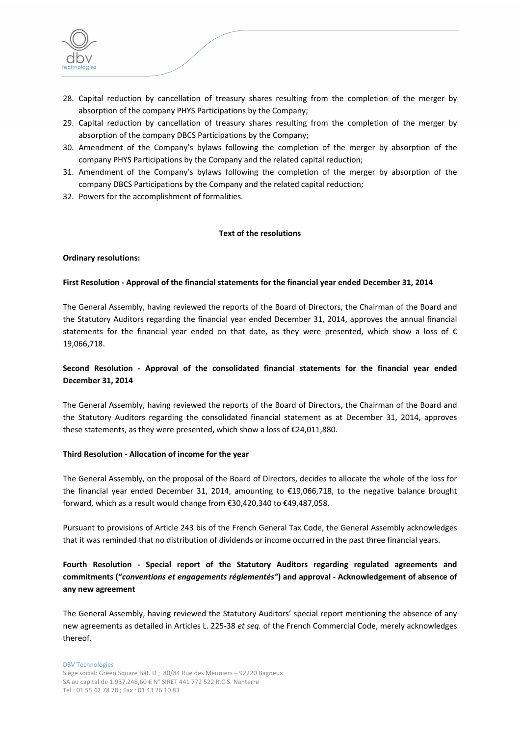28. Capital reduction by cancellation of treasury shares resulting from the completion of the merger by absorption of the company PHYS Participations by the Company;
29. Capital reduction by cancellation of treasury shares resulting from the completion of the merger by absorption of the company DBCS Participations by the Company;
30. Amendment of the Company's bylaws following the completion of the merger by absorption of the company PHYS Participations by the Company and the related capital reduction;
31. Amendment of the Company's bylaws following the completion of the merger by absorption of the company DBCS Participations by the Company and the related capital reduction;
32. Powers for the accomplishment of formalities.

## Text of the resolutions

**Ordinary resolutions:**

**First Resolution - Approval of the financial statements for the financial year ended December 31, 2014**

The General Assembly, having reviewed the reports of the Board of Directors, the Chairman of the Board and the Statutory Auditors regarding the financial year ended December 31, 2014, approves the annual financial statements for the financial year ended on that date, as they were presented, which show a loss of € 19,066,718.

**Second Resolution - Approval of the consolidated financial statements for the financial year ended December 31, 2014**

The General Assembly, having reviewed the reports of the Board of Directors, the Chairman of the Board and the Statutory Auditors regarding the consolidated financial statement as at December 31, 2014, approves these statements, as they were presented, which show a loss of €24,011,880.

**Third Resolution - Allocation of income for the year**

The General Assembly, on the proposal of the Board of Directors, decides to allocate the whole of the loss for the financial year ended December 31, 2014, amounting to €19,066,718, to the negative balance brought forward, which as a result would change from €30,420,340 to €49,487,058.

Pursuant to provisions of Article 243 bis of the French General Tax Code, the General Assembly acknowledges that it was reminded that no distribution of dividends or income occurred in the past three financial years.

**Fourth Resolution - Special report of the Statutory Auditors regarding regulated agreements and commitments ("*conventions et engagements réglementés*") and approval - Acknowledgement of absence of any new agreement**

The General Assembly, having reviewed the Statutory Auditors' special report mentioning the absence of any new agreements as detailed in Articles L. 225-38 *et seq.* of the French Commercial Code, merely acknowledges thereof.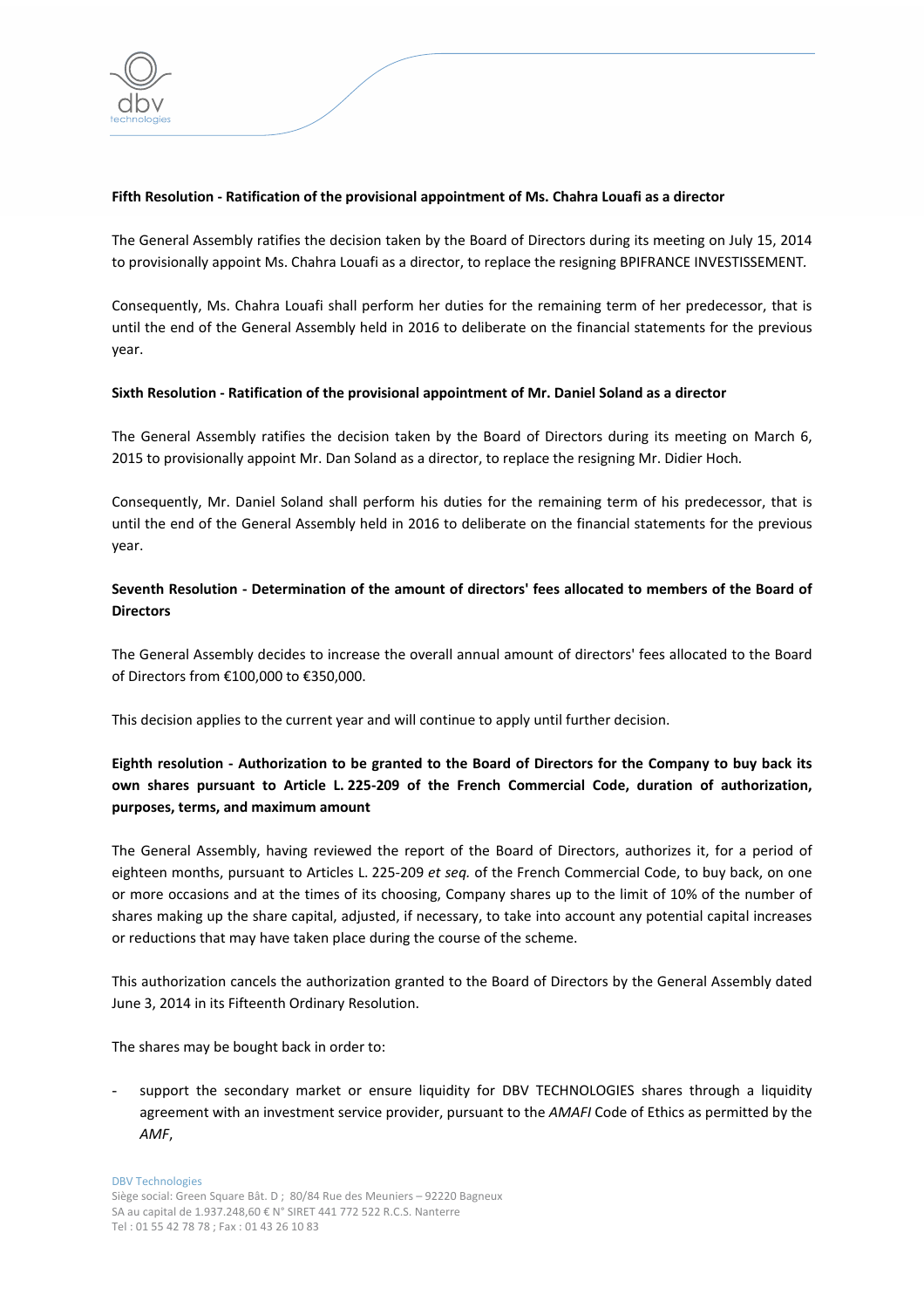**Fifth Resolution - Ratification of the provisional appointment of Ms. Chahra Louafi as a director**

The General Assembly ratifies the decision taken by the Board of Directors during its meeting on July 15, 2014 to provisionally appoint Ms. Chahra Louafi as a director, to replace the resigning BPIFRANCE INVESTISSEMENT.

Consequently, Ms. Chahra Louafi shall perform her duties for the remaining term of her predecessor, that is until the end of the General Assembly held in 2016 to deliberate on the financial statements for the previous year.

**Sixth Resolution - Ratification of the provisional appointment of Mr. Daniel Soland as a director**

The General Assembly ratifies the decision taken by the Board of Directors during its meeting on March 6, 2015 to provisionally appoint Mr. Dan Soland as a director, to replace the resigning Mr. Didier Hoch.

Consequently, Mr. Daniel Soland shall perform his duties for the remaining term of his predecessor, that is until the end of the General Assembly held in 2016 to deliberate on the financial statements for the previous year.

**Seventh Resolution - Determination of the amount of directors' fees allocated to members of the Board of Directors**

The General Assembly decides to increase the overall annual amount of directors' fees allocated to the Board of Directors from €100,000 to €350,000.

This decision applies to the current year and will continue to apply until further decision.

**Eighth resolution - Authorization to be granted to the Board of Directors for the Company to buy back its own shares pursuant to Article L. 225-209 of the French Commercial Code, duration of authorization, purposes, terms, and maximum amount**

The General Assembly, having reviewed the report of the Board of Directors, authorizes it, for a period of eighteen months, pursuant to Articles L. 225-209 *et seq.* of the French Commercial Code, to buy back, on one or more occasions and at the times of its choosing, Company shares up to the limit of 10% of the number of shares making up the share capital, adjusted, if necessary, to take into account any potential capital increases or reductions that may have taken place during the course of the scheme.

This authorization cancels the authorization granted to the Board of Directors by the General Assembly dated June 3, 2014 in its Fifteenth Ordinary Resolution.

The shares may be bought back in order to:

- support the secondary market or ensure liquidity for DBV TECHNOLOGIES shares through a liquidity agreement with an investment service provider, pursuant to the *AMAFI* Code of Ethics as permitted by the *AMF*,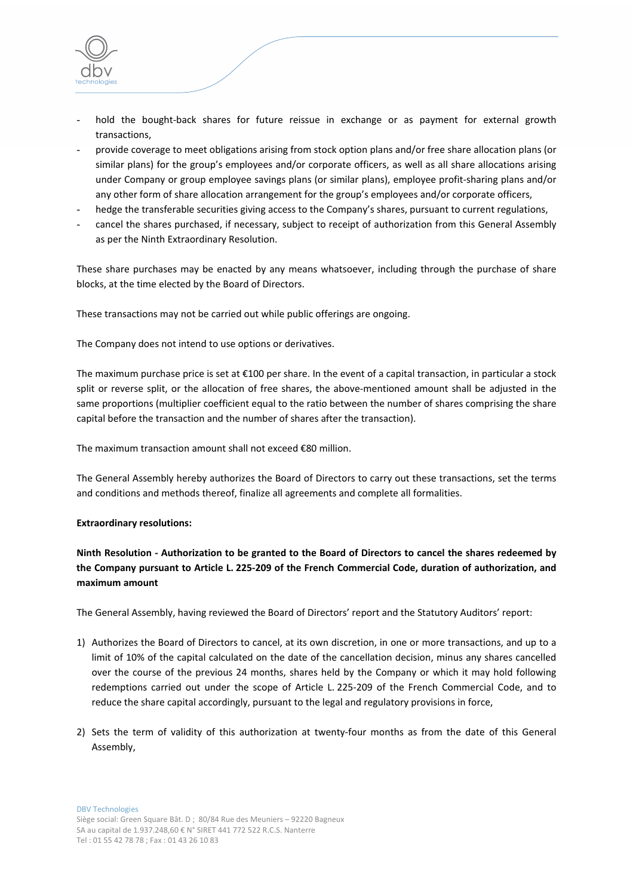- hold the bought-back shares for future reissue in exchange or as payment for external growth transactions,
- provide coverage to meet obligations arising from stock option plans and/or free share allocation plans (or similar plans) for the group's employees and/or corporate officers, as well as all share allocations arising under Company or group employee savings plans (or similar plans), employee profit-sharing plans and/or any other form of share allocation arrangement for the group's employees and/or corporate officers,
- hedge the transferable securities giving access to the Company's shares, pursuant to current regulations,
- cancel the shares purchased, if necessary, subject to receipt of authorization from this General Assembly as per the Ninth Extraordinary Resolution.

These share purchases may be enacted by any means whatsoever, including through the purchase of share blocks, at the time elected by the Board of Directors.

These transactions may not be carried out while public offerings are ongoing.

The Company does not intend to use options or derivatives.

The maximum purchase price is set at €100 per share. In the event of a capital transaction, in particular a stock split or reverse split, or the allocation of free shares, the above-mentioned amount shall be adjusted in the same proportions (multiplier coefficient equal to the ratio between the number of shares comprising the share capital before the transaction and the number of shares after the transaction).

The maximum transaction amount shall not exceed €80 million.

The General Assembly hereby authorizes the Board of Directors to carry out these transactions, set the terms and conditions and methods thereof, finalize all agreements and complete all formalities.

**Extraordinary resolutions:**

**Ninth Resolution - Authorization to be granted to the Board of Directors to cancel the shares redeemed by the Company pursuant to Article L. 225-209 of the French Commercial Code, duration of authorization, and maximum amount**

The General Assembly, having reviewed the Board of Directors' report and the Statutory Auditors' report:

1) Authorizes the Board of Directors to cancel, at its own discretion, in one or more transactions, and up to a limit of 10% of the capital calculated on the date of the cancellation decision, minus any shares cancelled over the course of the previous 24 months, shares held by the Company or which it may hold following redemptions carried out under the scope of Article L. 225-209 of the French Commercial Code, and to reduce the share capital accordingly, pursuant to the legal and regulatory provisions in force,

2) Sets the term of validity of this authorization at twenty-four months as from the date of this General Assembly,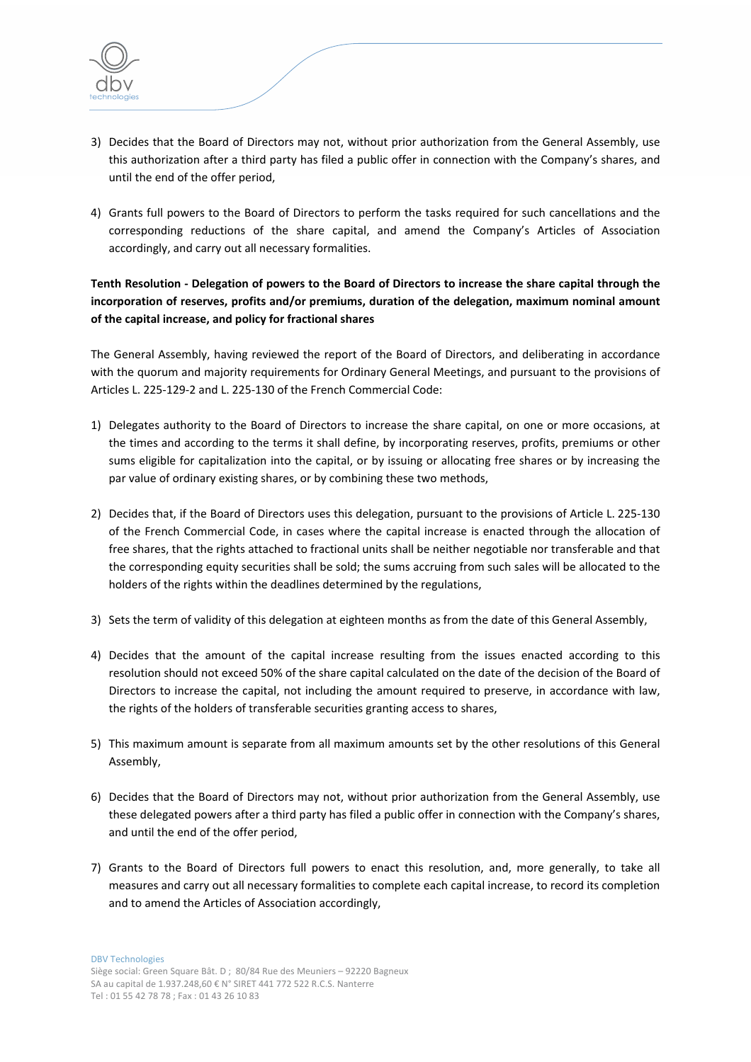3) Decides that the Board of Directors may not, without prior authorization from the General Assembly, use this authorization after a third party has filed a public offer in connection with the Company's shares, and until the end of the offer period,

4) Grants full powers to the Board of Directors to perform the tasks required for such cancellations and the corresponding reductions of the share capital, and amend the Company's Articles of Association accordingly, and carry out all necessary formalities.

**Tenth Resolution - Delegation of powers to the Board of Directors to increase the share capital through the incorporation of reserves, profits and/or premiums, duration of the delegation, maximum nominal amount of the capital increase, and policy for fractional shares**

The General Assembly, having reviewed the report of the Board of Directors, and deliberating in accordance with the quorum and majority requirements for Ordinary General Meetings, and pursuant to the provisions of Articles L. 225-129-2 and L. 225-130 of the French Commercial Code:

1) Delegates authority to the Board of Directors to increase the share capital, on one or more occasions, at the times and according to the terms it shall define, by incorporating reserves, profits, premiums or other sums eligible for capitalization into the capital, or by issuing or allocating free shares or by increasing the par value of ordinary existing shares, or by combining these two methods,

2) Decides that, if the Board of Directors uses this delegation, pursuant to the provisions of Article L. 225-130 of the French Commercial Code, in cases where the capital increase is enacted through the allocation of free shares, that the rights attached to fractional units shall be neither negotiable nor transferable and that the corresponding equity securities shall be sold; the sums accruing from such sales will be allocated to the holders of the rights within the deadlines determined by the regulations,

3) Sets the term of validity of this delegation at eighteen months as from the date of this General Assembly,

4) Decides that the amount of the capital increase resulting from the issues enacted according to this resolution should not exceed 50% of the share capital calculated on the date of the decision of the Board of Directors to increase the capital, not including the amount required to preserve, in accordance with law, the rights of the holders of transferable securities granting access to shares,

5) This maximum amount is separate from all maximum amounts set by the other resolutions of this General Assembly,

6) Decides that the Board of Directors may not, without prior authorization from the General Assembly, use these delegated powers after a third party has filed a public offer in connection with the Company's shares, and until the end of the offer period,

7) Grants to the Board of Directors full powers to enact this resolution, and, more generally, to take all measures and carry out all necessary formalities to complete each capital increase, to record its completion and to amend the Articles of Association accordingly,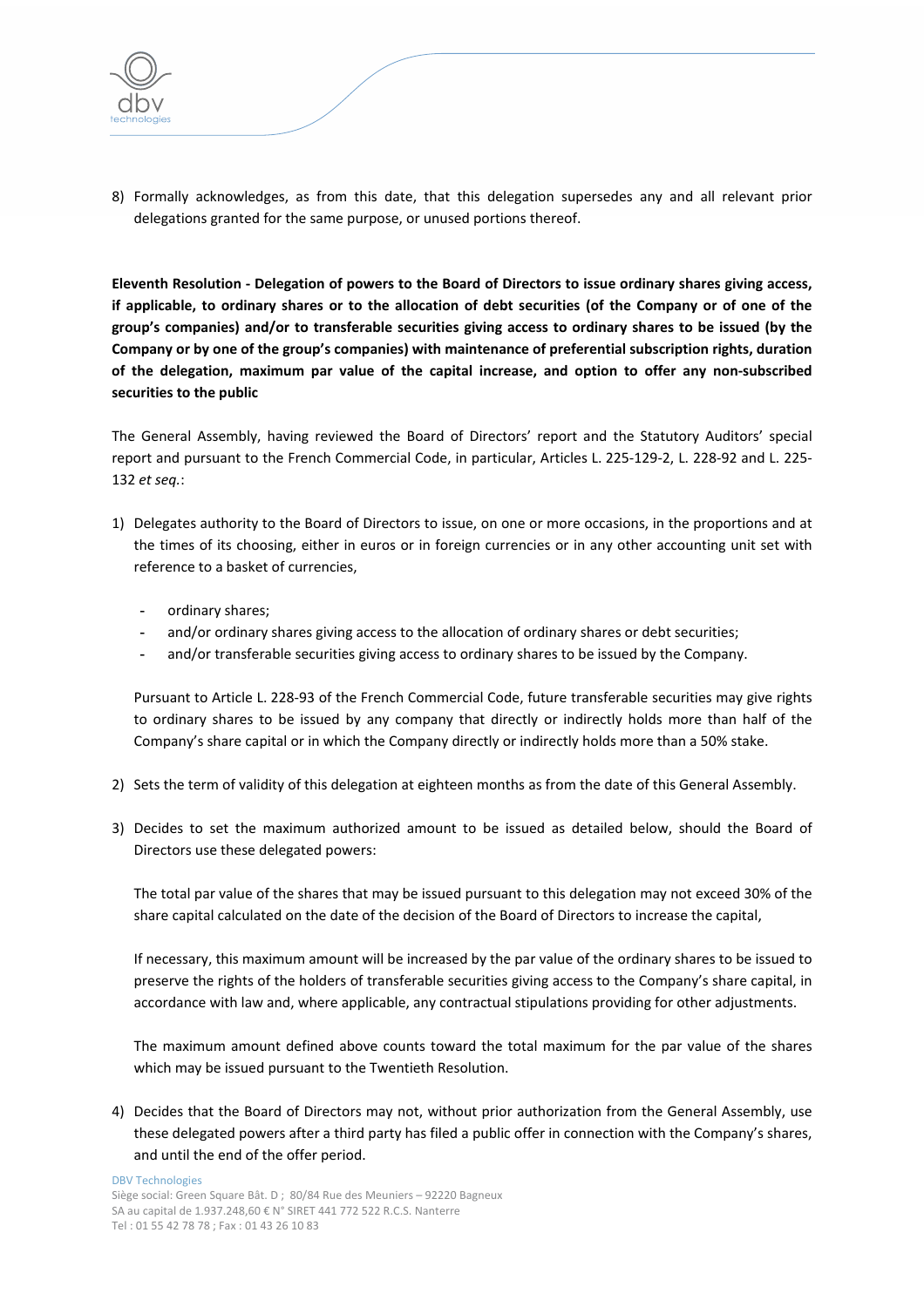8) Formally acknowledges, as from this date, that this delegation supersedes any and all relevant prior delegations granted for the same purpose, or unused portions thereof.

**Eleventh Resolution - Delegation of powers to the Board of Directors to issue ordinary shares giving access, if applicable, to ordinary shares or to the allocation of debt securities (of the Company or of one of the group's companies) and/or to transferable securities giving access to ordinary shares to be issued (by the Company or by one of the group's companies) with maintenance of preferential subscription rights, duration of the delegation, maximum par value of the capital increase, and option to offer any non-subscribed securities to the public**

The General Assembly, having reviewed the Board of Directors' report and the Statutory Auditors' special report and pursuant to the French Commercial Code, in particular, Articles L. 225-129-2, L. 228-92 and L. 225-132 *et seq.*:

1) Delegates authority to the Board of Directors to issue, on one or more occasions, in the proportions and at the times of its choosing, either in euros or in foreign currencies or in any other accounting unit set with reference to a basket of currencies,

   - ordinary shares;
   - and/or ordinary shares giving access to the allocation of ordinary shares or debt securities;
   - and/or transferable securities giving access to ordinary shares to be issued by the Company.

   Pursuant to Article L. 228-93 of the French Commercial Code, future transferable securities may give rights to ordinary shares to be issued by any company that directly or indirectly holds more than half of the Company's share capital or in which the Company directly or indirectly holds more than a 50% stake.

2) Sets the term of validity of this delegation at eighteen months as from the date of this General Assembly.

3) Decides to set the maximum authorized amount to be issued as detailed below, should the Board of Directors use these delegated powers:

   The total par value of the shares that may be issued pursuant to this delegation may not exceed 30% of the share capital calculated on the date of the decision of the Board of Directors to increase the capital,

   If necessary, this maximum amount will be increased by the par value of the ordinary shares to be issued to preserve the rights of the holders of transferable securities giving access to the Company's share capital, in accordance with law and, where applicable, any contractual stipulations providing for other adjustments.

   The maximum amount defined above counts toward the total maximum for the par value of the shares which may be issued pursuant to the Twentieth Resolution.

4) Decides that the Board of Directors may not, without prior authorization from the General Assembly, use these delegated powers after a third party has filed a public offer in connection with the Company's shares, and until the end of the offer period.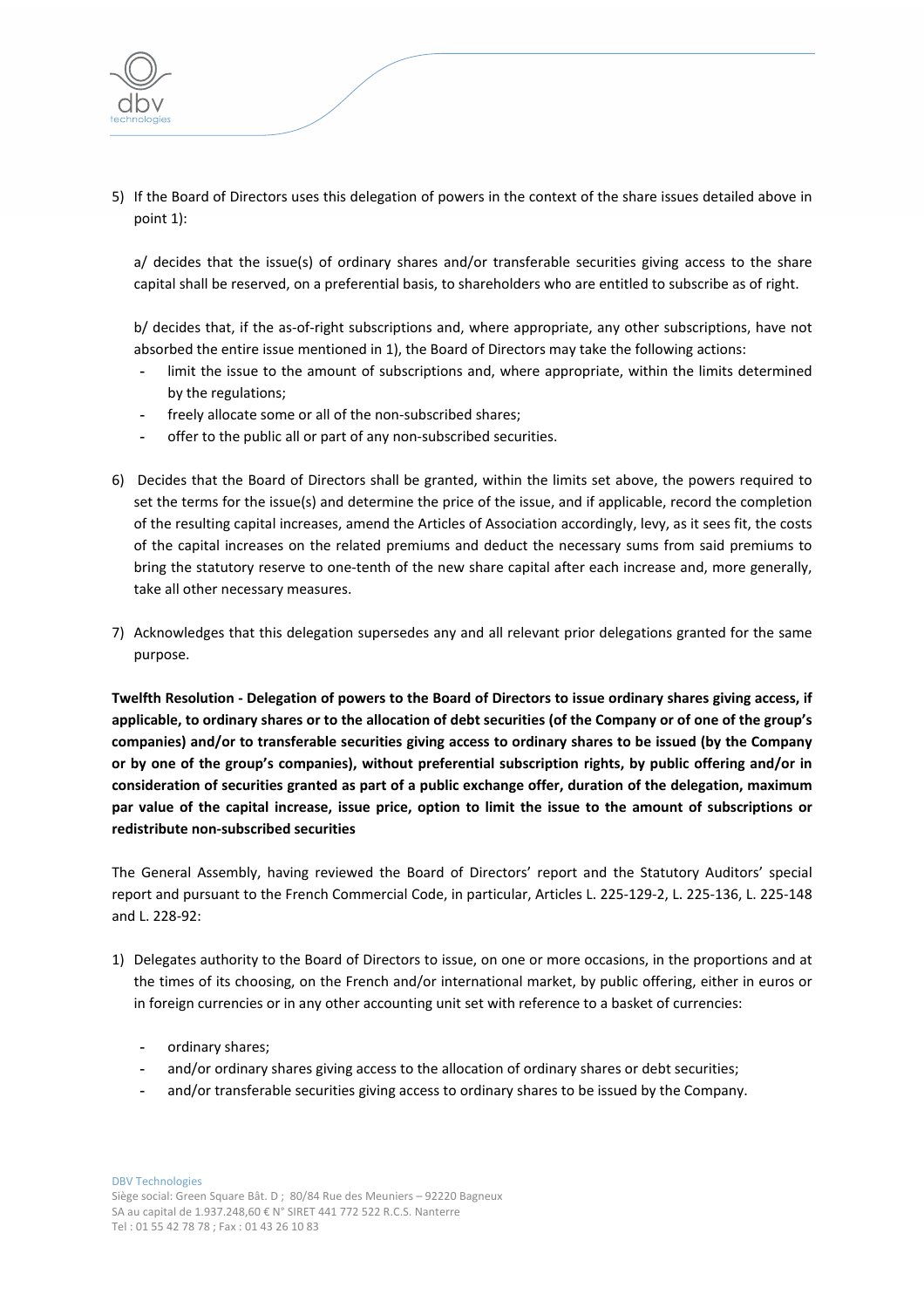5) If the Board of Directors uses this delegation of powers in the context of the share issues detailed above in point 1):

   a/ decides that the issue(s) of ordinary shares and/or transferable securities giving access to the share capital shall be reserved, on a preferential basis, to shareholders who are entitled to subscribe as of right.

   b/ decides that, if the as-of-right subscriptions and, where appropriate, any other subscriptions, have not absorbed the entire issue mentioned in 1), the Board of Directors may take the following actions:

   - limit the issue to the amount of subscriptions and, where appropriate, within the limits determined by the regulations;
   - freely allocate some or all of the non-subscribed shares;
   - offer to the public all or part of any non-subscribed securities.

6) Decides that the Board of Directors shall be granted, within the limits set above, the powers required to set the terms for the issue(s) and determine the price of the issue, and if applicable, record the completion of the resulting capital increases, amend the Articles of Association accordingly, levy, as it sees fit, the costs of the capital increases on the related premiums and deduct the necessary sums from said premiums to bring the statutory reserve to one-tenth of the new share capital after each increase and, more generally, take all other necessary measures.

7) Acknowledges that this delegation supersedes any and all relevant prior delegations granted for the same purpose.

**Twelfth Resolution - Delegation of powers to the Board of Directors to issue ordinary shares giving access, if applicable, to ordinary shares or to the allocation of debt securities (of the Company or of one of the group's companies) and/or to transferable securities giving access to ordinary shares to be issued (by the Company or by one of the group's companies), without preferential subscription rights, by public offering and/or in consideration of securities granted as part of a public exchange offer, duration of the delegation, maximum par value of the capital increase, issue price, option to limit the issue to the amount of subscriptions or redistribute non-subscribed securities**

The General Assembly, having reviewed the Board of Directors' report and the Statutory Auditors' special report and pursuant to the French Commercial Code, in particular, Articles L. 225-129-2, L. 225-136, L. 225-148 and L. 228-92:

1) Delegates authority to the Board of Directors to issue, on one or more occasions, in the proportions and at the times of its choosing, on the French and/or international market, by public offering, either in euros or in foreign currencies or in any other accounting unit set with reference to a basket of currencies:

   - ordinary shares;
   - and/or ordinary shares giving access to the allocation of ordinary shares or debt securities;
   - and/or transferable securities giving access to ordinary shares to be issued by the Company.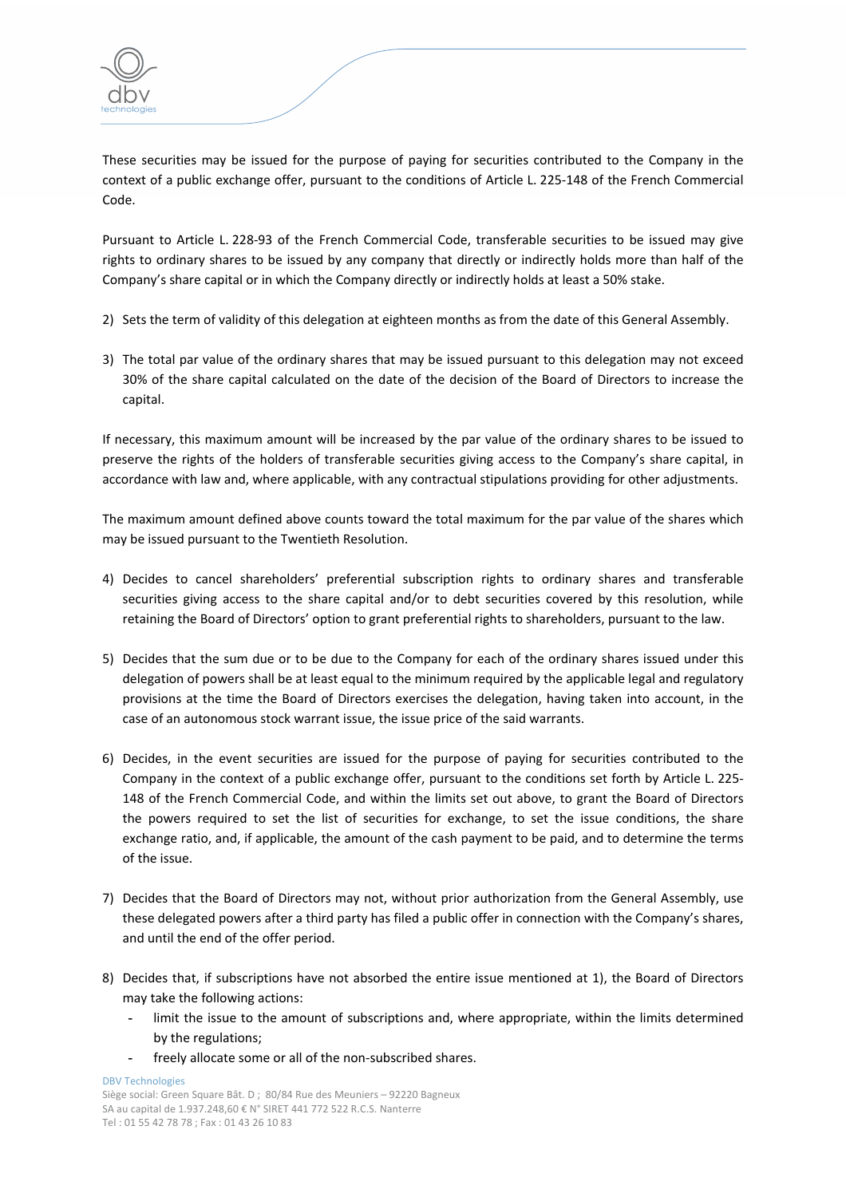These securities may be issued for the purpose of paying for securities contributed to the Company in the context of a public exchange offer, pursuant to the conditions of Article L. 225-148 of the French Commercial Code.

Pursuant to Article L. 228-93 of the French Commercial Code, transferable securities to be issued may give rights to ordinary shares to be issued by any company that directly or indirectly holds more than half of the Company's share capital or in which the Company directly or indirectly holds at least a 50% stake.

2) Sets the term of validity of this delegation at eighteen months as from the date of this General Assembly.

3) The total par value of the ordinary shares that may be issued pursuant to this delegation may not exceed 30% of the share capital calculated on the date of the decision of the Board of Directors to increase the capital.

If necessary, this maximum amount will be increased by the par value of the ordinary shares to be issued to preserve the rights of the holders of transferable securities giving access to the Company's share capital, in accordance with law and, where applicable, with any contractual stipulations providing for other adjustments.

The maximum amount defined above counts toward the total maximum for the par value of the shares which may be issued pursuant to the Twentieth Resolution.

4) Decides to cancel shareholders' preferential subscription rights to ordinary shares and transferable securities giving access to the share capital and/or to debt securities covered by this resolution, while retaining the Board of Directors' option to grant preferential rights to shareholders, pursuant to the law.

5) Decides that the sum due or to be due to the Company for each of the ordinary shares issued under this delegation of powers shall be at least equal to the minimum required by the applicable legal and regulatory provisions at the time the Board of Directors exercises the delegation, having taken into account, in the case of an autonomous stock warrant issue, the issue price of the said warrants.

6) Decides, in the event securities are issued for the purpose of paying for securities contributed to the Company in the context of a public exchange offer, pursuant to the conditions set forth by Article L. 225-148 of the French Commercial Code, and within the limits set out above, to grant the Board of Directors the powers required to set the list of securities for exchange, to set the issue conditions, the share exchange ratio, and, if applicable, the amount of the cash payment to be paid, and to determine the terms of the issue.

7) Decides that the Board of Directors may not, without prior authorization from the General Assembly, use these delegated powers after a third party has filed a public offer in connection with the Company's shares, and until the end of the offer period.

8) Decides that, if subscriptions have not absorbed the entire issue mentioned at 1), the Board of Directors may take the following actions:
   - limit the issue to the amount of subscriptions and, where appropriate, within the limits determined by the regulations;
   - freely allocate some or all of the non-subscribed shares.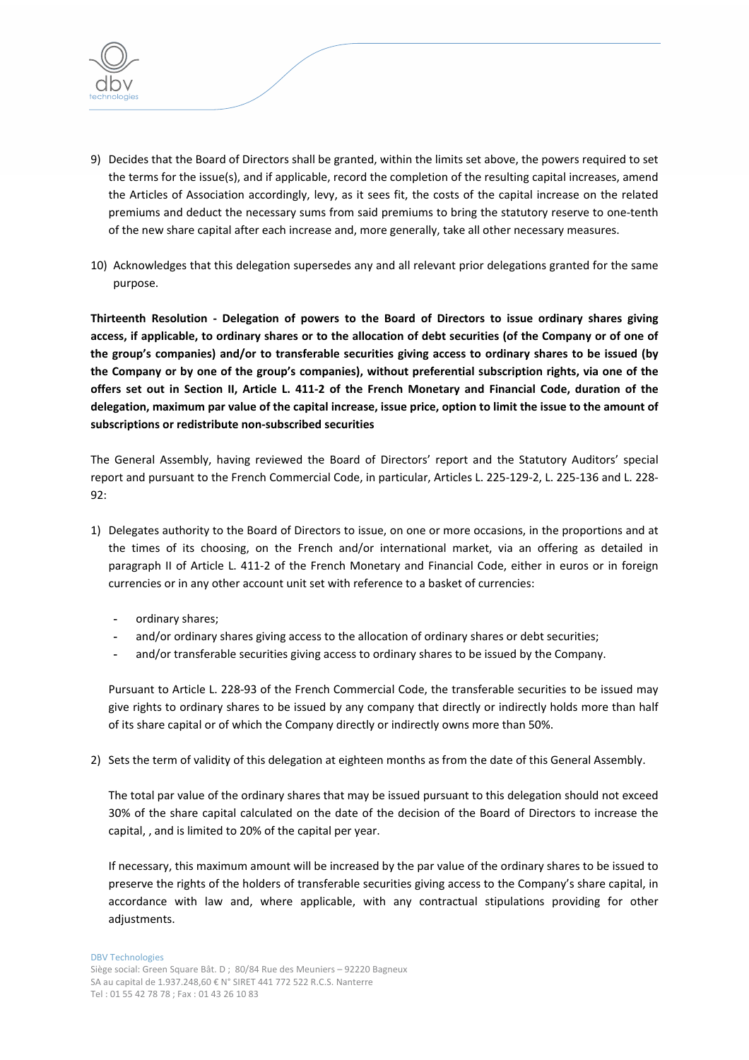9) Decides that the Board of Directors shall be granted, within the limits set above, the powers required to set the terms for the issue(s), and if applicable, record the completion of the resulting capital increases, amend the Articles of Association accordingly, levy, as it sees fit, the costs of the capital increase on the related premiums and deduct the necessary sums from said premiums to bring the statutory reserve to one-tenth of the new share capital after each increase and, more generally, take all other necessary measures.

10) Acknowledges that this delegation supersedes any and all relevant prior delegations granted for the same purpose.

**Thirteenth Resolution - Delegation of powers to the Board of Directors to issue ordinary shares giving access, if applicable, to ordinary shares or to the allocation of debt securities (of the Company or of one of the group's companies) and/or to transferable securities giving access to ordinary shares to be issued (by the Company or by one of the group's companies), without preferential subscription rights, via one of the offers set out in Section II, Article L. 411-2 of the French Monetary and Financial Code, duration of the delegation, maximum par value of the capital increase, issue price, option to limit the issue to the amount of subscriptions or redistribute non-subscribed securities**

The General Assembly, having reviewed the Board of Directors' report and the Statutory Auditors' special report and pursuant to the French Commercial Code, in particular, Articles L. 225-129-2, L. 225-136 and L. 228-92:

1) Delegates authority to the Board of Directors to issue, on one or more occasions, in the proportions and at the times of its choosing, on the French and/or international market, via an offering as detailed in paragraph II of Article L. 411-2 of the French Monetary and Financial Code, either in euros or in foreign currencies or in any other account unit set with reference to a basket of currencies:

   - ordinary shares;
   - and/or ordinary shares giving access to the allocation of ordinary shares or debt securities;
   - and/or transferable securities giving access to ordinary shares to be issued by the Company.

   Pursuant to Article L. 228-93 of the French Commercial Code, the transferable securities to be issued may give rights to ordinary shares to be issued by any company that directly or indirectly holds more than half of its share capital or of which the Company directly or indirectly owns more than 50%.

2) Sets the term of validity of this delegation at eighteen months as from the date of this General Assembly.

   The total par value of the ordinary shares that may be issued pursuant to this delegation should not exceed 30% of the share capital calculated on the date of the decision of the Board of Directors to increase the capital, , and is limited to 20% of the capital per year.

   If necessary, this maximum amount will be increased by the par value of the ordinary shares to be issued to preserve the rights of the holders of transferable securities giving access to the Company's share capital, in accordance with law and, where applicable, with any contractual stipulations providing for other adjustments.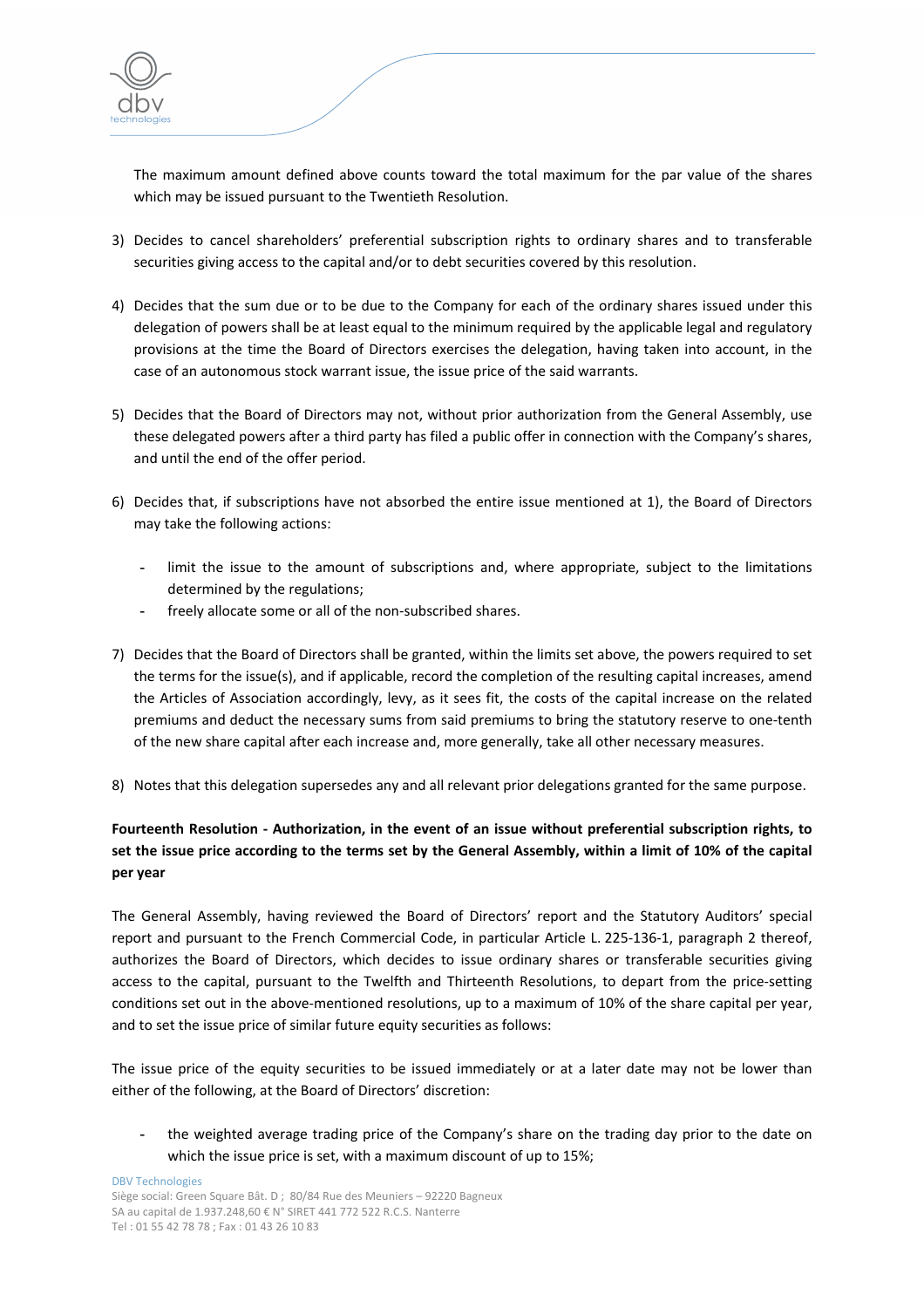The maximum amount defined above counts toward the total maximum for the par value of the shares which may be issued pursuant to the Twentieth Resolution.

3) Decides to cancel shareholders' preferential subscription rights to ordinary shares and to transferable securities giving access to the capital and/or to debt securities covered by this resolution.

4) Decides that the sum due or to be due to the Company for each of the ordinary shares issued under this delegation of powers shall be at least equal to the minimum required by the applicable legal and regulatory provisions at the time the Board of Directors exercises the delegation, having taken into account, in the case of an autonomous stock warrant issue, the issue price of the said warrants.

5) Decides that the Board of Directors may not, without prior authorization from the General Assembly, use these delegated powers after a third party has filed a public offer in connection with the Company's shares, and until the end of the offer period.

6) Decides that, if subscriptions have not absorbed the entire issue mentioned at 1), the Board of Directors may take the following actions:

   - limit the issue to the amount of subscriptions and, where appropriate, subject to the limitations determined by the regulations;
   - freely allocate some or all of the non-subscribed shares.

7) Decides that the Board of Directors shall be granted, within the limits set above, the powers required to set the terms for the issue(s), and if applicable, record the completion of the resulting capital increases, amend the Articles of Association accordingly, levy, as it sees fit, the costs of the capital increase on the related premiums and deduct the necessary sums from said premiums to bring the statutory reserve to one-tenth of the new share capital after each increase and, more generally, take all other necessary measures.

8) Notes that this delegation supersedes any and all relevant prior delegations granted for the same purpose.

**Fourteenth Resolution - Authorization, in the event of an issue without preferential subscription rights, to set the issue price according to the terms set by the General Assembly, within a limit of 10% of the capital per year**

The General Assembly, having reviewed the Board of Directors' report and the Statutory Auditors' special report and pursuant to the French Commercial Code, in particular Article L. 225-136-1, paragraph 2 thereof, authorizes the Board of Directors, which decides to issue ordinary shares or transferable securities giving access to the capital, pursuant to the Twelfth and Thirteenth Resolutions, to depart from the price-setting conditions set out in the above-mentioned resolutions, up to a maximum of 10% of the share capital per year, and to set the issue price of similar future equity securities as follows:

The issue price of the equity securities to be issued immediately or at a later date may not be lower than either of the following, at the Board of Directors' discretion:

- the weighted average trading price of the Company's share on the trading day prior to the date on which the issue price is set, with a maximum discount of up to 15%;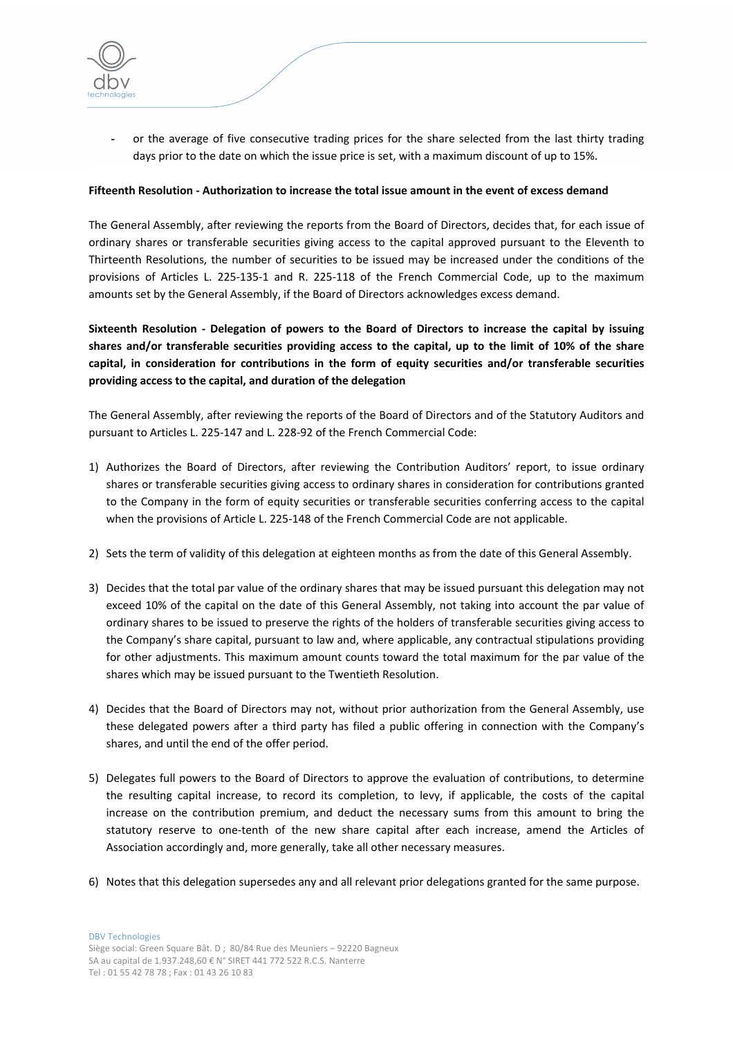- or the average of five consecutive trading prices for the share selected from the last thirty trading days prior to the date on which the issue price is set, with a maximum discount of up to 15%.

**Fifteenth Resolution - Authorization to increase the total issue amount in the event of excess demand**

The General Assembly, after reviewing the reports from the Board of Directors, decides that, for each issue of ordinary shares or transferable securities giving access to the capital approved pursuant to the Eleventh to Thirteenth Resolutions, the number of securities to be issued may be increased under the conditions of the provisions of Articles L. 225-135-1 and R. 225-118 of the French Commercial Code, up to the maximum amounts set by the General Assembly, if the Board of Directors acknowledges excess demand.

**Sixteenth Resolution - Delegation of powers to the Board of Directors to increase the capital by issuing shares and/or transferable securities providing access to the capital, up to the limit of 10% of the share capital, in consideration for contributions in the form of equity securities and/or transferable securities providing access to the capital, and duration of the delegation**

The General Assembly, after reviewing the reports of the Board of Directors and of the Statutory Auditors and pursuant to Articles L. 225-147 and L. 228-92 of the French Commercial Code:

1) Authorizes the Board of Directors, after reviewing the Contribution Auditors' report, to issue ordinary shares or transferable securities giving access to ordinary shares in consideration for contributions granted to the Company in the form of equity securities or transferable securities conferring access to the capital when the provisions of Article L. 225-148 of the French Commercial Code are not applicable.

2) Sets the term of validity of this delegation at eighteen months as from the date of this General Assembly.

3) Decides that the total par value of the ordinary shares that may be issued pursuant this delegation may not exceed 10% of the capital on the date of this General Assembly, not taking into account the par value of ordinary shares to be issued to preserve the rights of the holders of transferable securities giving access to the Company's share capital, pursuant to law and, where applicable, any contractual stipulations providing for other adjustments. This maximum amount counts toward the total maximum for the par value of the shares which may be issued pursuant to the Twentieth Resolution.

4) Decides that the Board of Directors may not, without prior authorization from the General Assembly, use these delegated powers after a third party has filed a public offering in connection with the Company's shares, and until the end of the offer period.

5) Delegates full powers to the Board of Directors to approve the evaluation of contributions, to determine the resulting capital increase, to record its completion, to levy, if applicable, the costs of the capital increase on the contribution premium, and deduct the necessary sums from this amount to bring the statutory reserve to one-tenth of the new share capital after each increase, amend the Articles of Association accordingly and, more generally, take all other necessary measures.

6) Notes that this delegation supersedes any and all relevant prior delegations granted for the same purpose.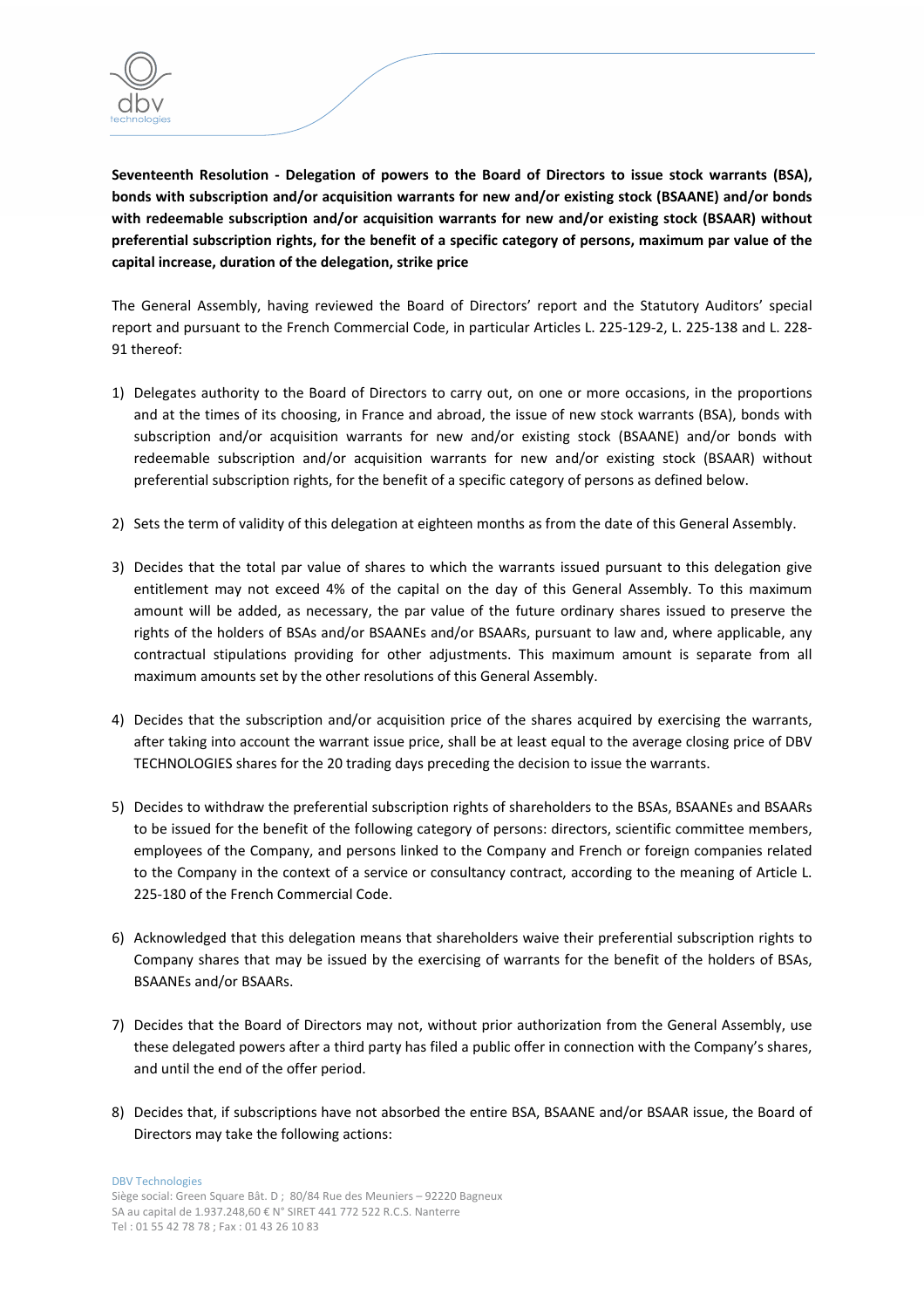**Seventeenth Resolution - Delegation of powers to the Board of Directors to issue stock warrants (BSA), bonds with subscription and/or acquisition warrants for new and/or existing stock (BSAANE) and/or bonds with redeemable subscription and/or acquisition warrants for new and/or existing stock (BSAAR) without preferential subscription rights, for the benefit of a specific category of persons, maximum par value of the capital increase, duration of the delegation, strike price**

The General Assembly, having reviewed the Board of Directors' report and the Statutory Auditors' special report and pursuant to the French Commercial Code, in particular Articles L. 225-129-2, L. 225-138 and L. 228-91 thereof:

1) Delegates authority to the Board of Directors to carry out, on one or more occasions, in the proportions and at the times of its choosing, in France and abroad, the issue of new stock warrants (BSA), bonds with subscription and/or acquisition warrants for new and/or existing stock (BSAANE) and/or bonds with redeemable subscription and/or acquisition warrants for new and/or existing stock (BSAAR) without preferential subscription rights, for the benefit of a specific category of persons as defined below.

2) Sets the term of validity of this delegation at eighteen months as from the date of this General Assembly.

3) Decides that the total par value of shares to which the warrants issued pursuant to this delegation give entitlement may not exceed 4% of the capital on the day of this General Assembly. To this maximum amount will be added, as necessary, the par value of the future ordinary shares issued to preserve the rights of the holders of BSAs and/or BSAANEs and/or BSAARs, pursuant to law and, where applicable, any contractual stipulations providing for other adjustments. This maximum amount is separate from all maximum amounts set by the other resolutions of this General Assembly.

4) Decides that the subscription and/or acquisition price of the shares acquired by exercising the warrants, after taking into account the warrant issue price, shall be at least equal to the average closing price of DBV TECHNOLOGIES shares for the 20 trading days preceding the decision to issue the warrants.

5) Decides to withdraw the preferential subscription rights of shareholders to the BSAs, BSAANEs and BSAARs to be issued for the benefit of the following category of persons: directors, scientific committee members, employees of the Company, and persons linked to the Company and French or foreign companies related to the Company in the context of a service or consultancy contract, according to the meaning of Article L. 225-180 of the French Commercial Code.

6) Acknowledged that this delegation means that shareholders waive their preferential subscription rights to Company shares that may be issued by the exercising of warrants for the benefit of the holders of BSAs, BSAANEs and/or BSAARs.

7) Decides that the Board of Directors may not, without prior authorization from the General Assembly, use these delegated powers after a third party has filed a public offer in connection with the Company's shares, and until the end of the offer period.

8) Decides that, if subscriptions have not absorbed the entire BSA, BSAANE and/or BSAAR issue, the Board of Directors may take the following actions: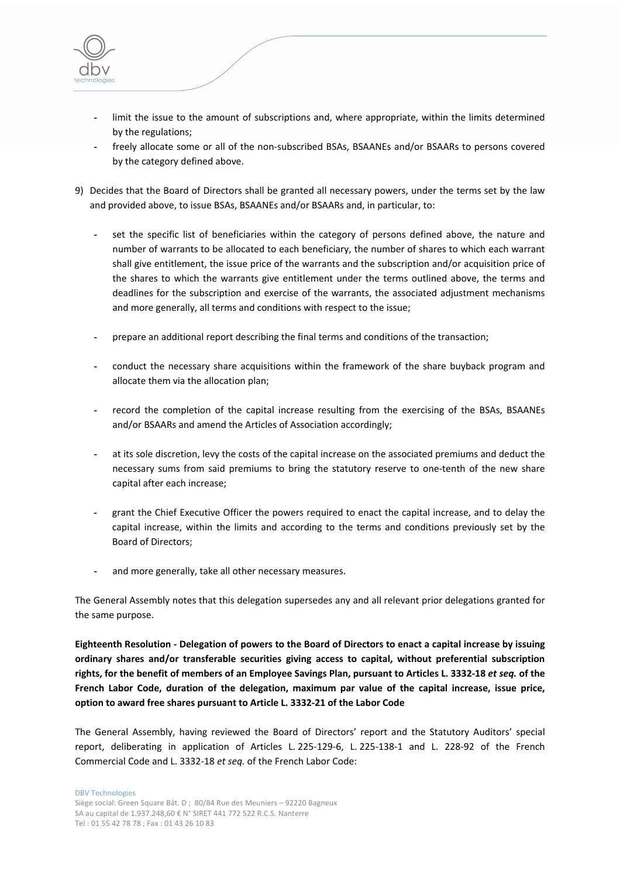- limit the issue to the amount of subscriptions and, where appropriate, within the limits determined by the regulations;
- freely allocate some or all of the non-subscribed BSAs, BSAANEs and/or BSAARs to persons covered by the category defined above.

9) Decides that the Board of Directors shall be granted all necessary powers, under the terms set by the law and provided above, to issue BSAs, BSAANEs and/or BSAARs and, in particular, to:

   - set the specific list of beneficiaries within the category of persons defined above, the nature and number of warrants to be allocated to each beneficiary, the number of shares to which each warrant shall give entitlement, the issue price of the warrants and the subscription and/or acquisition price of the shares to which the warrants give entitlement under the terms outlined above, the terms and deadlines for the subscription and exercise of the warrants, the associated adjustment mechanisms and more generally, all terms and conditions with respect to the issue;
   - prepare an additional report describing the final terms and conditions of the transaction;
   - conduct the necessary share acquisitions within the framework of the share buyback program and allocate them via the allocation plan;
   - record the completion of the capital increase resulting from the exercising of the BSAs, BSAANEs and/or BSAARs and amend the Articles of Association accordingly;
   - at its sole discretion, levy the costs of the capital increase on the associated premiums and deduct the necessary sums from said premiums to bring the statutory reserve to one-tenth of the new share capital after each increase;
   - grant the Chief Executive Officer the powers required to enact the capital increase, and to delay the capital increase, within the limits and according to the terms and conditions previously set by the Board of Directors;
   - and more generally, take all other necessary measures.

The General Assembly notes that this delegation supersedes any and all relevant prior delegations granted for the same purpose.

**Eighteenth Resolution - Delegation of powers to the Board of Directors to enact a capital increase by issuing ordinary shares and/or transferable securities giving access to capital, without preferential subscription rights, for the benefit of members of an Employee Savings Plan, pursuant to Articles L. 3332-18 *et seq.* of the French Labor Code, duration of the delegation, maximum par value of the capital increase, issue price, option to award free shares pursuant to Article L. 3332-21 of the Labor Code**

The General Assembly, having reviewed the Board of Directors' report and the Statutory Auditors' special report, deliberating in application of Articles L. 225-129-6, L. 225-138-1 and L. 228-92 of the French Commercial Code and L. 3332-18 *et seq.* of the French Labor Code: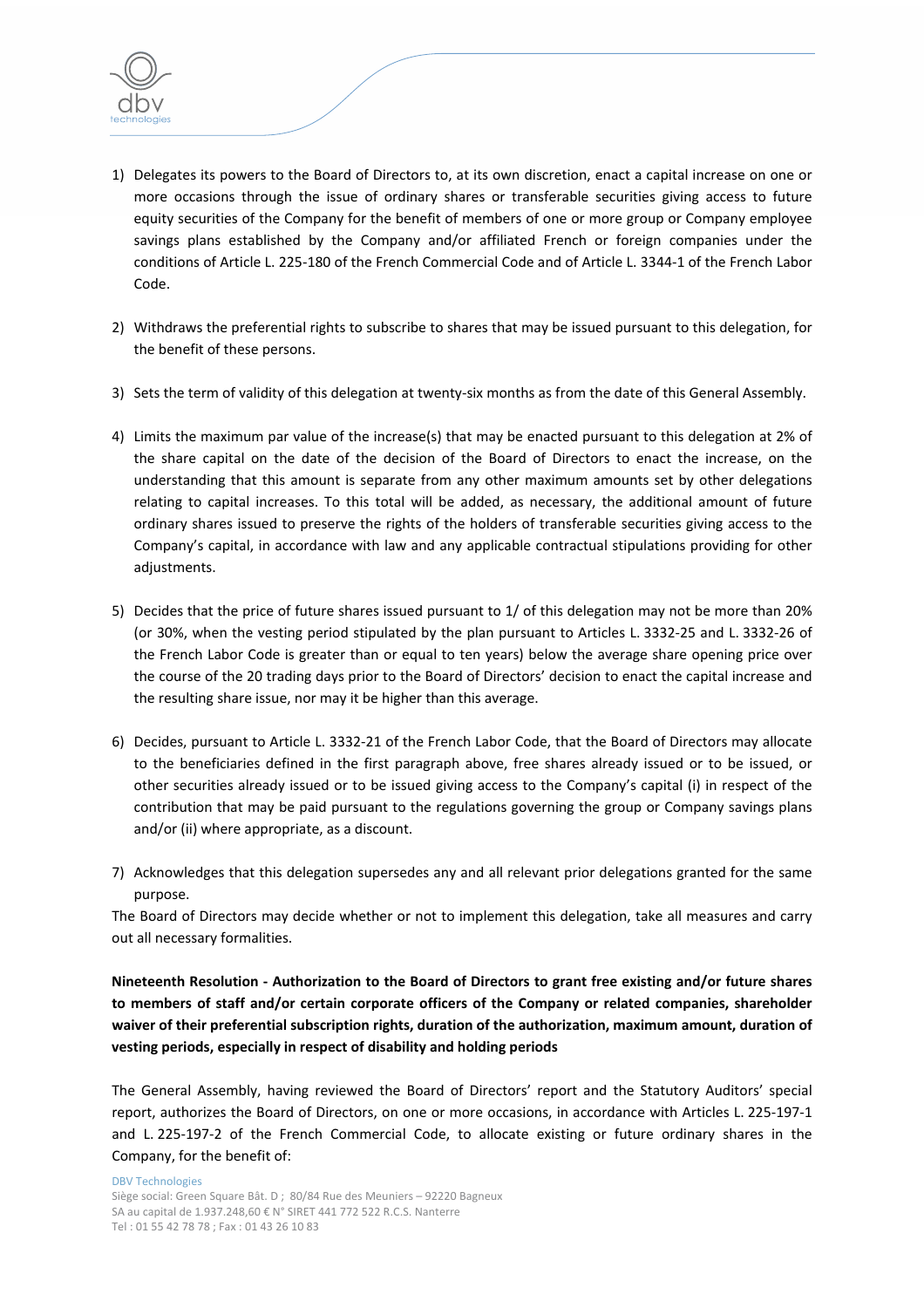1) Delegates its powers to the Board of Directors to, at its own discretion, enact a capital increase on one or more occasions through the issue of ordinary shares or transferable securities giving access to future equity securities of the Company for the benefit of members of one or more group or Company employee savings plans established by the Company and/or affiliated French or foreign companies under the conditions of Article L. 225-180 of the French Commercial Code and of Article L. 3344-1 of the French Labor Code.

2) Withdraws the preferential rights to subscribe to shares that may be issued pursuant to this delegation, for the benefit of these persons.

3) Sets the term of validity of this delegation at twenty-six months as from the date of this General Assembly.

4) Limits the maximum par value of the increase(s) that may be enacted pursuant to this delegation at 2% of the share capital on the date of the decision of the Board of Directors to enact the increase, on the understanding that this amount is separate from any other maximum amounts set by other delegations relating to capital increases. To this total will be added, as necessary, the additional amount of future ordinary shares issued to preserve the rights of the holders of transferable securities giving access to the Company's capital, in accordance with law and any applicable contractual stipulations providing for other adjustments.

5) Decides that the price of future shares issued pursuant to 1/ of this delegation may not be more than 20% (or 30%, when the vesting period stipulated by the plan pursuant to Articles L. 3332-25 and L. 3332-26 of the French Labor Code is greater than or equal to ten years) below the average share opening price over the course of the 20 trading days prior to the Board of Directors' decision to enact the capital increase and the resulting share issue, nor may it be higher than this average.

6) Decides, pursuant to Article L. 3332-21 of the French Labor Code, that the Board of Directors may allocate to the beneficiaries defined in the first paragraph above, free shares already issued or to be issued, or other securities already issued or to be issued giving access to the Company's capital (i) in respect of the contribution that may be paid pursuant to the regulations governing the group or Company savings plans and/or (ii) where appropriate, as a discount.

7) Acknowledges that this delegation supersedes any and all relevant prior delegations granted for the same purpose.

The Board of Directors may decide whether or not to implement this delegation, take all measures and carry out all necessary formalities.

**Nineteenth Resolution - Authorization to the Board of Directors to grant free existing and/or future shares to members of staff and/or certain corporate officers of the Company or related companies, shareholder waiver of their preferential subscription rights, duration of the authorization, maximum amount, duration of vesting periods, especially in respect of disability and holding periods**

The General Assembly, having reviewed the Board of Directors' report and the Statutory Auditors' special report, authorizes the Board of Directors, on one or more occasions, in accordance with Articles L. 225-197-1 and L. 225-197-2 of the French Commercial Code, to allocate existing or future ordinary shares in the Company, for the benefit of: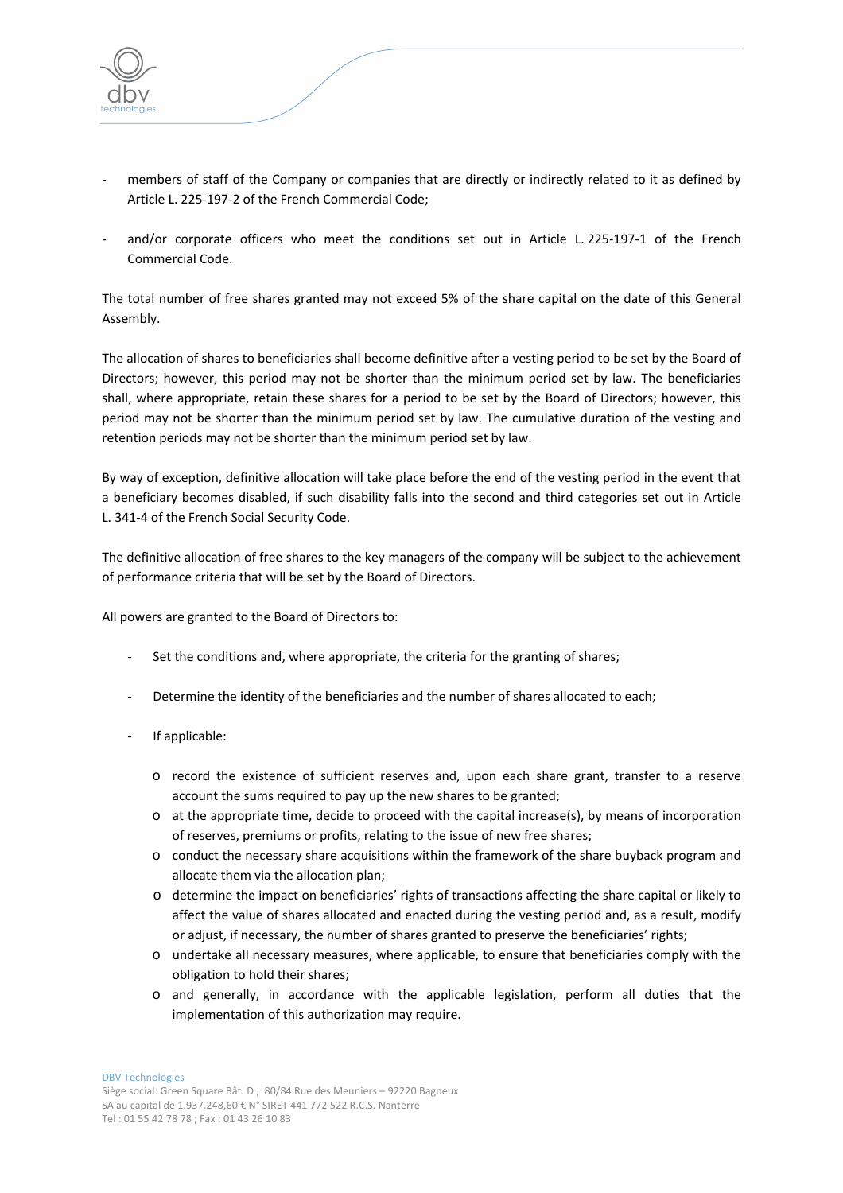- members of staff of the Company or companies that are directly or indirectly related to it as defined by Article L. 225-197-2 of the French Commercial Code;
- and/or corporate officers who meet the conditions set out in Article L. 225-197-1 of the French Commercial Code.

The total number of free shares granted may not exceed 5% of the share capital on the date of this General Assembly.

The allocation of shares to beneficiaries shall become definitive after a vesting period to be set by the Board of Directors; however, this period may not be shorter than the minimum period set by law. The beneficiaries shall, where appropriate, retain these shares for a period to be set by the Board of Directors; however, this period may not be shorter than the minimum period set by law. The cumulative duration of the vesting and retention periods may not be shorter than the minimum period set by law.

By way of exception, definitive allocation will take place before the end of the vesting period in the event that a beneficiary becomes disabled, if such disability falls into the second and third categories set out in Article L. 341-4 of the French Social Security Code.

The definitive allocation of free shares to the key managers of the company will be subject to the achievement of performance criteria that will be set by the Board of Directors.

All powers are granted to the Board of Directors to:

- Set the conditions and, where appropriate, the criteria for the granting of shares;
- Determine the identity of the beneficiaries and the number of shares allocated to each;
- If applicable:
  - record the existence of sufficient reserves and, upon each share grant, transfer to a reserve account the sums required to pay up the new shares to be granted;
  - at the appropriate time, decide to proceed with the capital increase(s), by means of incorporation of reserves, premiums or profits, relating to the issue of new free shares;
  - conduct the necessary share acquisitions within the framework of the share buyback program and allocate them via the allocation plan;
  - determine the impact on beneficiaries' rights of transactions affecting the share capital or likely to affect the value of shares allocated and enacted during the vesting period and, as a result, modify or adjust, if necessary, the number of shares granted to preserve the beneficiaries' rights;
  - undertake all necessary measures, where applicable, to ensure that beneficiaries comply with the obligation to hold their shares;
  - and generally, in accordance with the applicable legislation, perform all duties that the implementation of this authorization may require.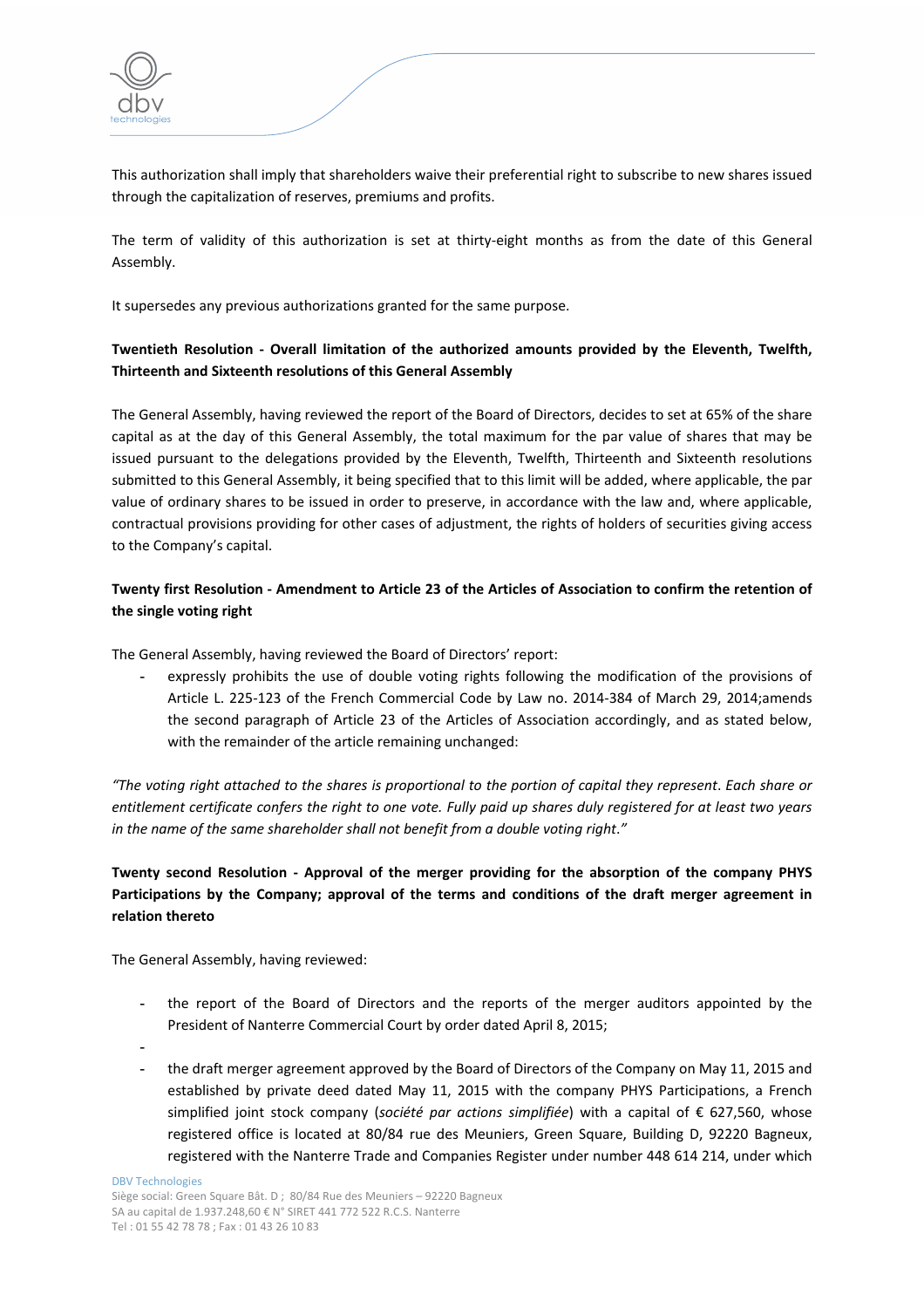This authorization shall imply that shareholders waive their preferential right to subscribe to new shares issued through the capitalization of reserves, premiums and profits.

The term of validity of this authorization is set at thirty-eight months as from the date of this General Assembly.

It supersedes any previous authorizations granted for the same purpose.

**Twentieth Resolution - Overall limitation of the authorized amounts provided by the Eleventh, Twelfth, Thirteenth and Sixteenth resolutions of this General Assembly**

The General Assembly, having reviewed the report of the Board of Directors, decides to set at 65% of the share capital as at the day of this General Assembly, the total maximum for the par value of shares that may be issued pursuant to the delegations provided by the Eleventh, Twelfth, Thirteenth and Sixteenth resolutions submitted to this General Assembly, it being specified that to this limit will be added, where applicable, the par value of ordinary shares to be issued in order to preserve, in accordance with the law and, where applicable, contractual provisions providing for other cases of adjustment, the rights of holders of securities giving access to the Company's capital.

**Twenty first Resolution - Amendment to Article 23 of the Articles of Association to confirm the retention of the single voting right**

The General Assembly, having reviewed the Board of Directors' report:

- expressly prohibits the use of double voting rights following the modification of the provisions of Article L. 225-123 of the French Commercial Code by Law no. 2014-384 of March 29, 2014;amends the second paragraph of Article 23 of the Articles of Association accordingly, and as stated below, with the remainder of the article remaining unchanged:

*"The voting right attached to the shares is proportional to the portion of capital they represent. Each share or entitlement certificate confers the right to one vote. Fully paid up shares duly registered for at least two years in the name of the same shareholder shall not benefit from a double voting right."*

**Twenty second Resolution - Approval of the merger providing for the absorption of the company PHYS Participations by the Company; approval of the terms and conditions of the draft merger agreement in relation thereto**

The General Assembly, having reviewed:

- the report of the Board of Directors and the reports of the merger auditors appointed by the President of Nanterre Commercial Court by order dated April 8, 2015;
- 
- the draft merger agreement approved by the Board of Directors of the Company on May 11, 2015 and established by private deed dated May 11, 2015 with the company PHYS Participations, a French simplified joint stock company (*société par actions simplifiée*) with a capital of € 627,560, whose registered office is located at 80/84 rue des Meuniers, Green Square, Building D, 92220 Bagneux, registered with the Nanterre Trade and Companies Register under number 448 614 214, under which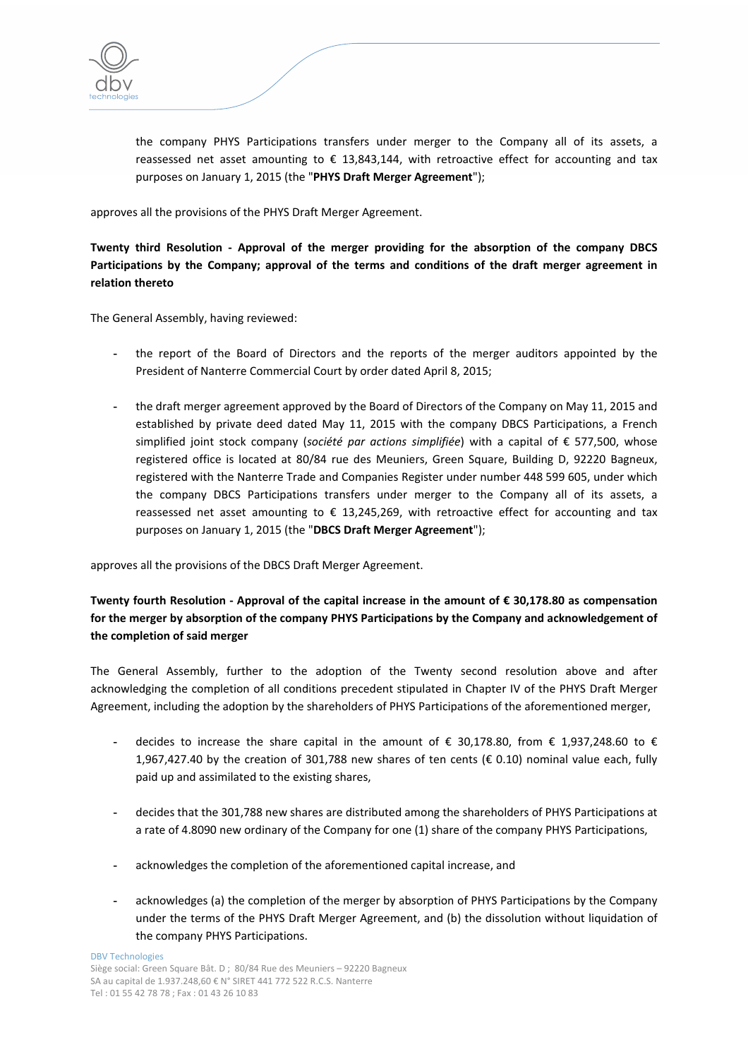the company PHYS Participations transfers under merger to the Company all of its assets, a reassessed net asset amounting to € 13,843,144, with retroactive effect for accounting and tax purposes on January 1, 2015 (the "**PHYS Draft Merger Agreement**");

approves all the provisions of the PHYS Draft Merger Agreement.

**Twenty third Resolution - Approval of the merger providing for the absorption of the company DBCS Participations by the Company; approval of the terms and conditions of the draft merger agreement in relation thereto**

The General Assembly, having reviewed:

- the report of the Board of Directors and the reports of the merger auditors appointed by the President of Nanterre Commercial Court by order dated April 8, 2015;
- the draft merger agreement approved by the Board of Directors of the Company on May 11, 2015 and established by private deed dated May 11, 2015 with the company DBCS Participations, a French simplified joint stock company (*société par actions simplifiée*) with a capital of € 577,500, whose registered office is located at 80/84 rue des Meuniers, Green Square, Building D, 92220 Bagneux, registered with the Nanterre Trade and Companies Register under number 448 599 605, under which the company DBCS Participations transfers under merger to the Company all of its assets, a reassessed net asset amounting to € 13,245,269, with retroactive effect for accounting and tax purposes on January 1, 2015 (the "**DBCS Draft Merger Agreement**");

approves all the provisions of the DBCS Draft Merger Agreement.

**Twenty fourth Resolution - Approval of the capital increase in the amount of € 30,178.80 as compensation for the merger by absorption of the company PHYS Participations by the Company and acknowledgement of the completion of said merger**

The General Assembly, further to the adoption of the Twenty second resolution above and after acknowledging the completion of all conditions precedent stipulated in Chapter IV of the PHYS Draft Merger Agreement, including the adoption by the shareholders of PHYS Participations of the aforementioned merger,

- decides to increase the share capital in the amount of € 30,178.80, from € 1,937,248.60 to € 1,967,427.40 by the creation of 301,788 new shares of ten cents (€ 0.10) nominal value each, fully paid up and assimilated to the existing shares,
- decides that the 301,788 new shares are distributed among the shareholders of PHYS Participations at a rate of 4.8090 new ordinary of the Company for one (1) share of the company PHYS Participations,
- acknowledges the completion of the aforementioned capital increase, and
- acknowledges (a) the completion of the merger by absorption of PHYS Participations by the Company under the terms of the PHYS Draft Merger Agreement, and (b) the dissolution without liquidation of the company PHYS Participations.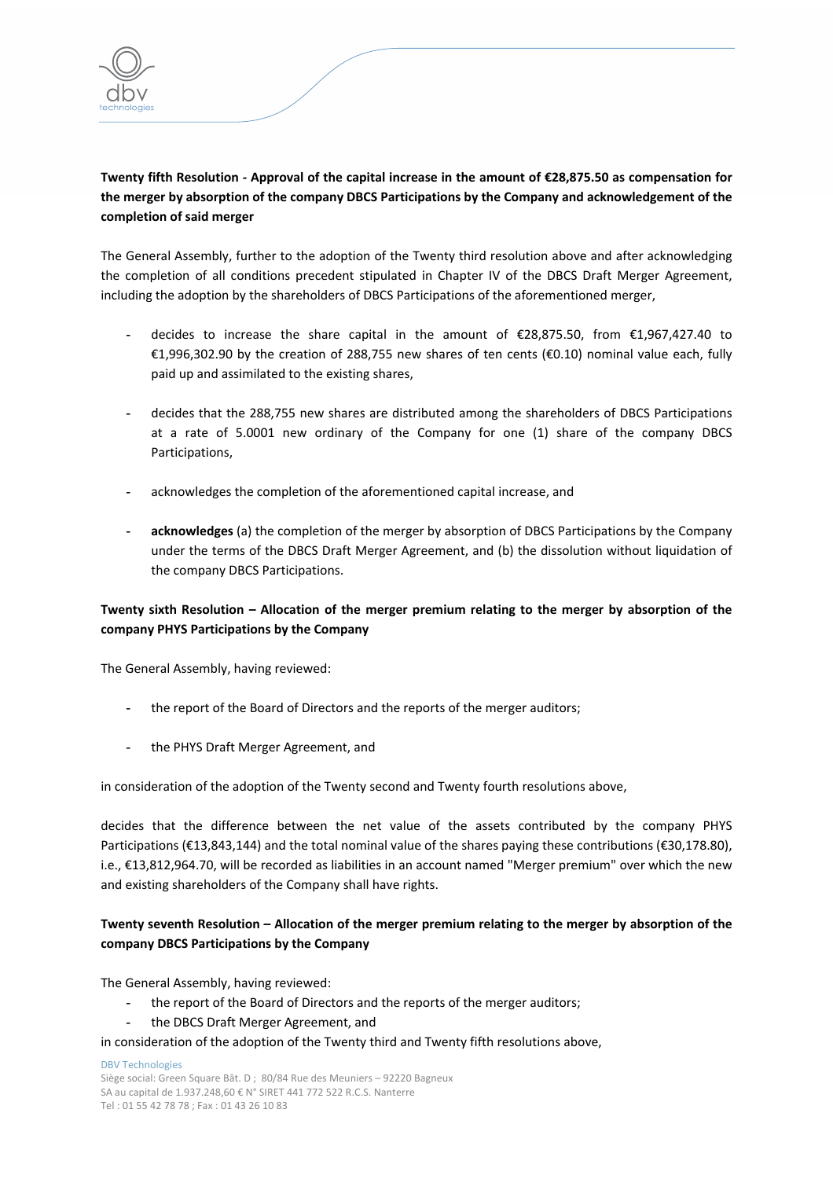**Twenty fifth Resolution - Approval of the capital increase in the amount of €28,875.50 as compensation for the merger by absorption of the company DBCS Participations by the Company and acknowledgement of the completion of said merger**

The General Assembly, further to the adoption of the Twenty third resolution above and after acknowledging the completion of all conditions precedent stipulated in Chapter IV of the DBCS Draft Merger Agreement, including the adoption by the shareholders of DBCS Participations of the aforementioned merger,

- decides to increase the share capital in the amount of €28,875.50, from €1,967,427.40 to €1,996,302.90 by the creation of 288,755 new shares of ten cents (€0.10) nominal value each, fully paid up and assimilated to the existing shares,

- decides that the 288,755 new shares are distributed among the shareholders of DBCS Participations at a rate of 5.0001 new ordinary of the Company for one (1) share of the company DBCS Participations,

- acknowledges the completion of the aforementioned capital increase, and

- **acknowledges** (a) the completion of the merger by absorption of DBCS Participations by the Company under the terms of the DBCS Draft Merger Agreement, and (b) the dissolution without liquidation of the company DBCS Participations.

**Twenty sixth Resolution – Allocation of the merger premium relating to the merger by absorption of the company PHYS Participations by the Company**

The General Assembly, having reviewed:

- the report of the Board of Directors and the reports of the merger auditors;

- the PHYS Draft Merger Agreement, and

in consideration of the adoption of the Twenty second and Twenty fourth resolutions above,

decides that the difference between the net value of the assets contributed by the company PHYS Participations (€13,843,144) and the total nominal value of the shares paying these contributions (€30,178.80), i.e., €13,812,964.70, will be recorded as liabilities in an account named "Merger premium" over which the new and existing shareholders of the Company shall have rights.

**Twenty seventh Resolution – Allocation of the merger premium relating to the merger by absorption of the company DBCS Participations by the Company**

The General Assembly, having reviewed:

- the report of the Board of Directors and the reports of the merger auditors;
- the DBCS Draft Merger Agreement, and

in consideration of the adoption of the Twenty third and Twenty fifth resolutions above,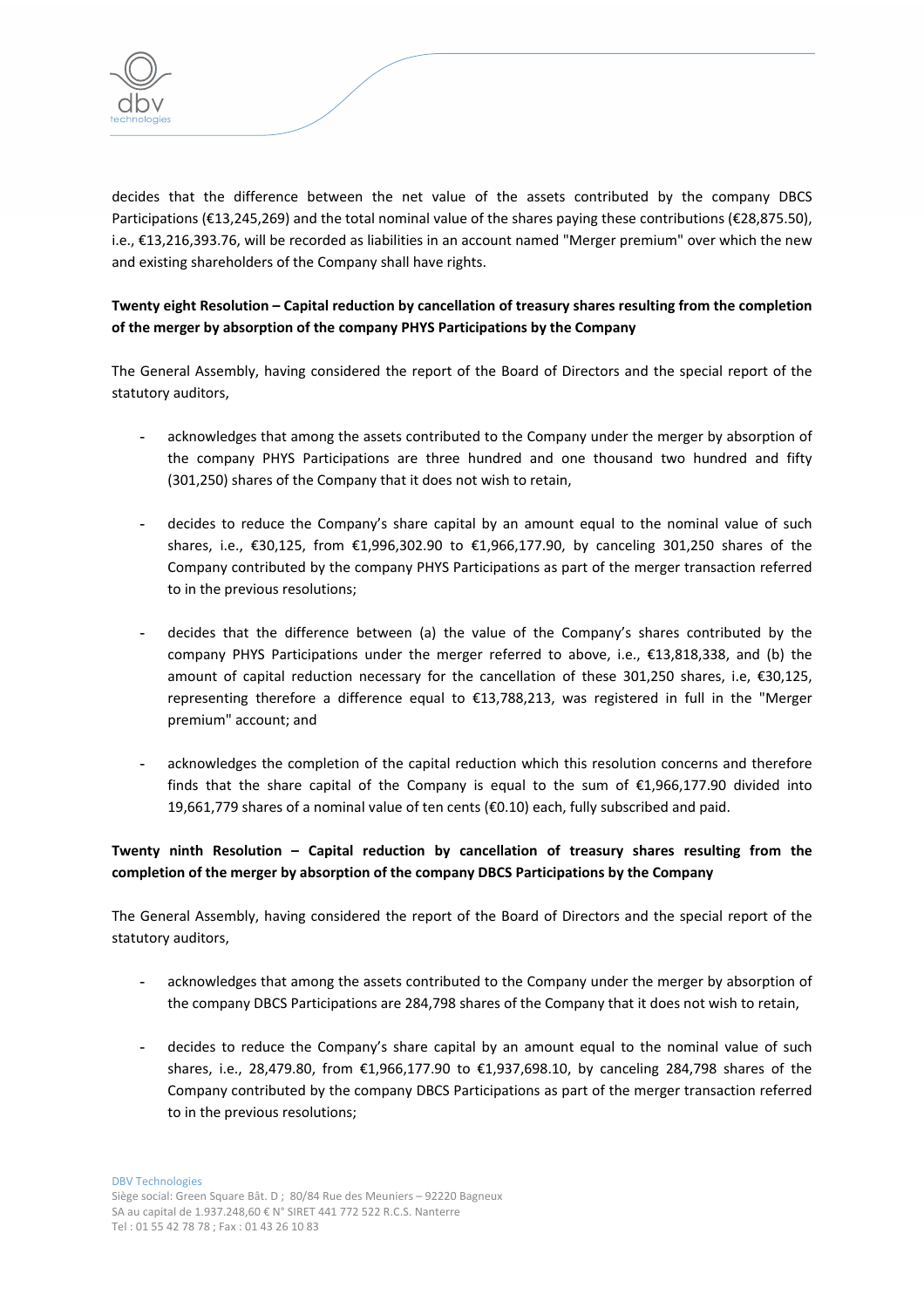decides that the difference between the net value of the assets contributed by the company DBCS Participations (€13,245,269) and the total nominal value of the shares paying these contributions (€28,875.50), i.e., €13,216,393.76, will be recorded as liabilities in an account named "Merger premium" over which the new and existing shareholders of the Company shall have rights.

**Twenty eight Resolution – Capital reduction by cancellation of treasury shares resulting from the completion of the merger by absorption of the company PHYS Participations by the Company**

The General Assembly, having considered the report of the Board of Directors and the special report of the statutory auditors,

- acknowledges that among the assets contributed to the Company under the merger by absorption of the company PHYS Participations are three hundred and one thousand two hundred and fifty (301,250) shares of the Company that it does not wish to retain,

- decides to reduce the Company's share capital by an amount equal to the nominal value of such shares, i.e., €30,125, from €1,996,302.90 to €1,966,177.90, by canceling 301,250 shares of the Company contributed by the company PHYS Participations as part of the merger transaction referred to in the previous resolutions;

- decides that the difference between (a) the value of the Company's shares contributed by the company PHYS Participations under the merger referred to above, i.e., €13,818,338, and (b) the amount of capital reduction necessary for the cancellation of these 301,250 shares, i.e, €30,125, representing therefore a difference equal to €13,788,213, was registered in full in the "Merger premium" account; and

- acknowledges the completion of the capital reduction which this resolution concerns and therefore finds that the share capital of the Company is equal to the sum of €1,966,177.90 divided into 19,661,779 shares of a nominal value of ten cents (€0.10) each, fully subscribed and paid.

**Twenty ninth Resolution – Capital reduction by cancellation of treasury shares resulting from the completion of the merger by absorption of the company DBCS Participations by the Company**

The General Assembly, having considered the report of the Board of Directors and the special report of the statutory auditors,

- acknowledges that among the assets contributed to the Company under the merger by absorption of the company DBCS Participations are 284,798 shares of the Company that it does not wish to retain,

- decides to reduce the Company's share capital by an amount equal to the nominal value of such shares, i.e., 28,479.80, from €1,966,177.90 to €1,937,698.10, by canceling 284,798 shares of the Company contributed by the company DBCS Participations as part of the merger transaction referred to in the previous resolutions;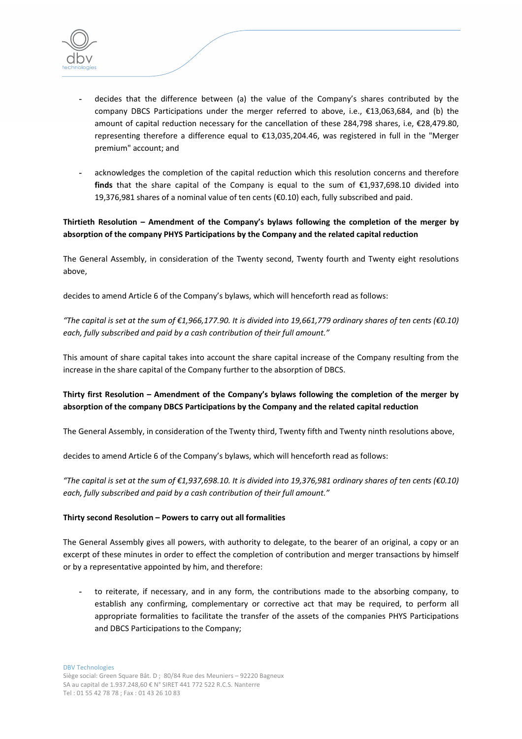- decides that the difference between (a) the value of the Company's shares contributed by the company DBCS Participations under the merger referred to above, i.e., €13,063,684, and (b) the amount of capital reduction necessary for the cancellation of these 284,798 shares, i.e, €28,479.80, representing therefore a difference equal to €13,035,204.46, was registered in full in the "Merger premium" account; and

- acknowledges the completion of the capital reduction which this resolution concerns and therefore **finds** that the share capital of the Company is equal to the sum of €1,937,698.10 divided into 19,376,981 shares of a nominal value of ten cents (€0.10) each, fully subscribed and paid.

**Thirtieth Resolution – Amendment of the Company's bylaws following the completion of the merger by absorption of the company PHYS Participations by the Company and the related capital reduction**

The General Assembly, in consideration of the Twenty second, Twenty fourth and Twenty eight resolutions above,

decides to amend Article 6 of the Company's bylaws, which will henceforth read as follows:

*"The capital is set at the sum of €1,966,177.90. It is divided into 19,661,779 ordinary shares of ten cents (€0.10) each, fully subscribed and paid by a cash contribution of their full amount."*

This amount of share capital takes into account the share capital increase of the Company resulting from the increase in the share capital of the Company further to the absorption of DBCS.

**Thirty first Resolution – Amendment of the Company's bylaws following the completion of the merger by absorption of the company DBCS Participations by the Company and the related capital reduction**

The General Assembly, in consideration of the Twenty third, Twenty fifth and Twenty ninth resolutions above,

decides to amend Article 6 of the Company's bylaws, which will henceforth read as follows:

*"The capital is set at the sum of €1,937,698.10. It is divided into 19,376,981 ordinary shares of ten cents (€0.10) each, fully subscribed and paid by a cash contribution of their full amount."*

**Thirty second Resolution – Powers to carry out all formalities**

The General Assembly gives all powers, with authority to delegate, to the bearer of an original, a copy or an excerpt of these minutes in order to effect the completion of contribution and merger transactions by himself or by a representative appointed by him, and therefore:

- to reiterate, if necessary, and in any form, the contributions made to the absorbing company, to establish any confirming, complementary or corrective act that may be required, to perform all appropriate formalities to facilitate the transfer of the assets of the companies PHYS Participations and DBCS Participations to the Company;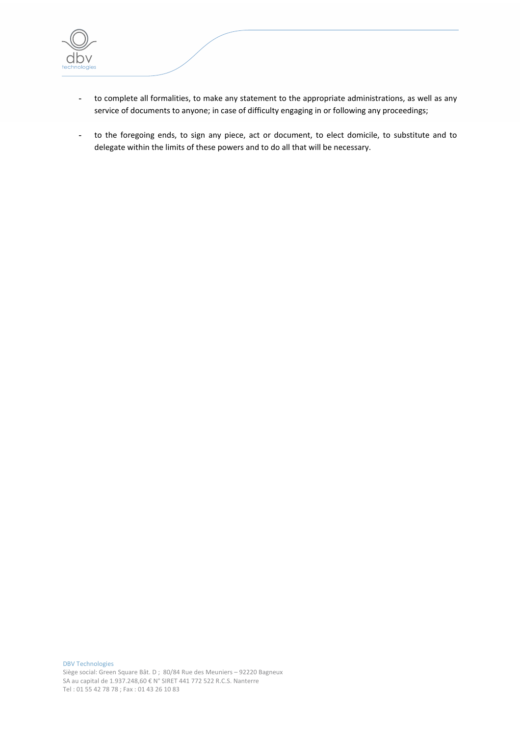- to complete all formalities, to make any statement to the appropriate administrations, as well as any service of documents to anyone; in case of difficulty engaging in or following any proceedings;

- to the foregoing ends, to sign any piece, act or document, to elect domicile, to substitute and to delegate within the limits of these powers and to do all that will be necessary.